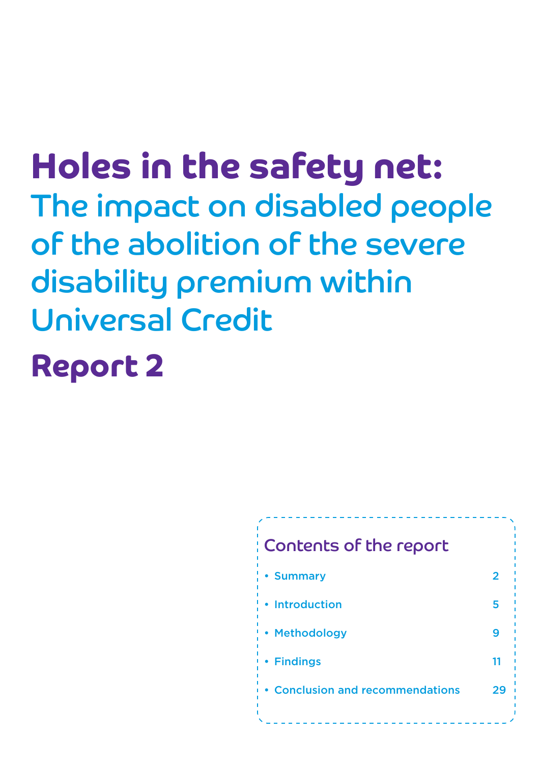# Holes in the safety net:

## The impact on disabled people of the abolition of the severe disability premium within Universal Credit

# Report 2

### Contents of the report

| | |
|---|---|
| • Summary | 2 |
| • Introduction | 5 |
| • Methodology | 9 |
| • Findings | 11 |
| • Conclusion and recommendations | 29 |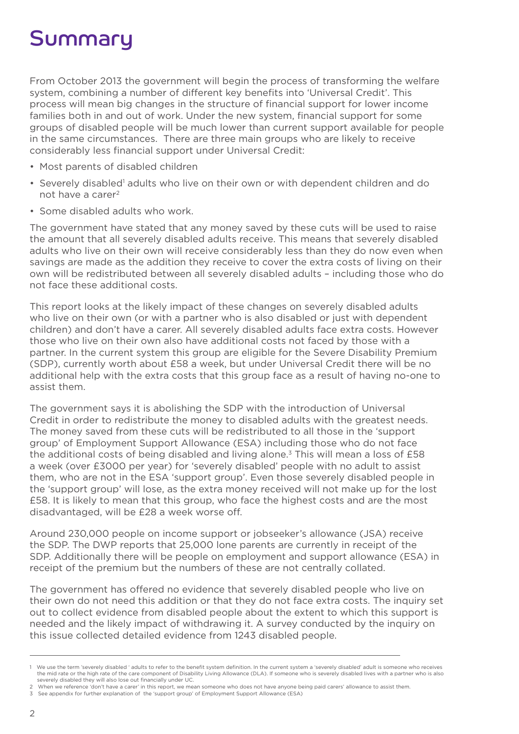# Summary

From October 2013 the government will begin the process of transforming the welfare system, combining a number of different key benefits into 'Universal Credit'. This process will mean big changes in the structure of financial support for lower income families both in and out of work. Under the new system, financial support for some groups of disabled people will be much lower than current support available for people in the same circumstances. There are three main groups who are likely to receive considerably less financial support under Universal Credit:

- Most parents of disabled children
- Severely disabled[1] adults who live on their own or with dependent children and do not have a carer[2]
- Some disabled adults who work.

The government have stated that any money saved by these cuts will be used to raise the amount that all severely disabled adults receive. This means that severely disabled adults who live on their own will receive considerably less than they do now even when savings are made as the addition they receive to cover the extra costs of living on their own will be redistributed between all severely disabled adults – including those who do not face these additional costs.

This report looks at the likely impact of these changes on severely disabled adults who live on their own (or with a partner who is also disabled or just with dependent children) and don't have a carer. All severely disabled adults face extra costs. However those who live on their own also have additional costs not faced by those with a partner. In the current system this group are eligible for the Severe Disability Premium (SDP), currently worth about £58 a week, but under Universal Credit there will be no additional help with the extra costs that this group face as a result of having no-one to assist them.

The government says it is abolishing the SDP with the introduction of Universal Credit in order to redistribute the money to disabled adults with the greatest needs. The money saved from these cuts will be redistributed to all those in the 'support group' of Employment Support Allowance (ESA) including those who do not face the additional costs of being disabled and living alone.[3] This will mean a loss of £58 a week (over £3000 per year) for 'severely disabled' people with no adult to assist them, who are not in the ESA 'support group'. Even those severely disabled people in the 'support group' will lose, as the extra money received will not make up for the lost £58. It is likely to mean that this group, who face the highest costs and are the most disadvantaged, will be £28 a week worse off.

Around 230,000 people on income support or jobseeker's allowance (JSA) receive the SDP. The DWP reports that 25,000 lone parents are currently in receipt of the SDP. Additionally there will be people on employment and support allowance (ESA) in receipt of the premium but the numbers of these are not centrally collated.

The government has offered no evidence that severely disabled people who live on their own do not need this addition or that they do not face extra costs. The inquiry set out to collect evidence from disabled people about the extent to which this support is needed and the likely impact of withdrawing it. A survey conducted by the inquiry on this issue collected detailed evidence from 1243 disabled people.

---

1 We use the term 'severely disabled ' adults to refer to the benefit system definition. In the current system a 'severely disabled' adult is someone who receives the mid rate or the high rate of the care component of Disability Living Allowance (DLA). If someone who is severely disabled lives with a partner who is also severely disabled they will also lose out financially under UC.

2 When we reference 'don't have a carer' in this report, we mean someone who does not have anyone being paid carers' allowance to assist them.

3 See appendix for further explanation of the 'support group' of Employment Support Allowance (ESA)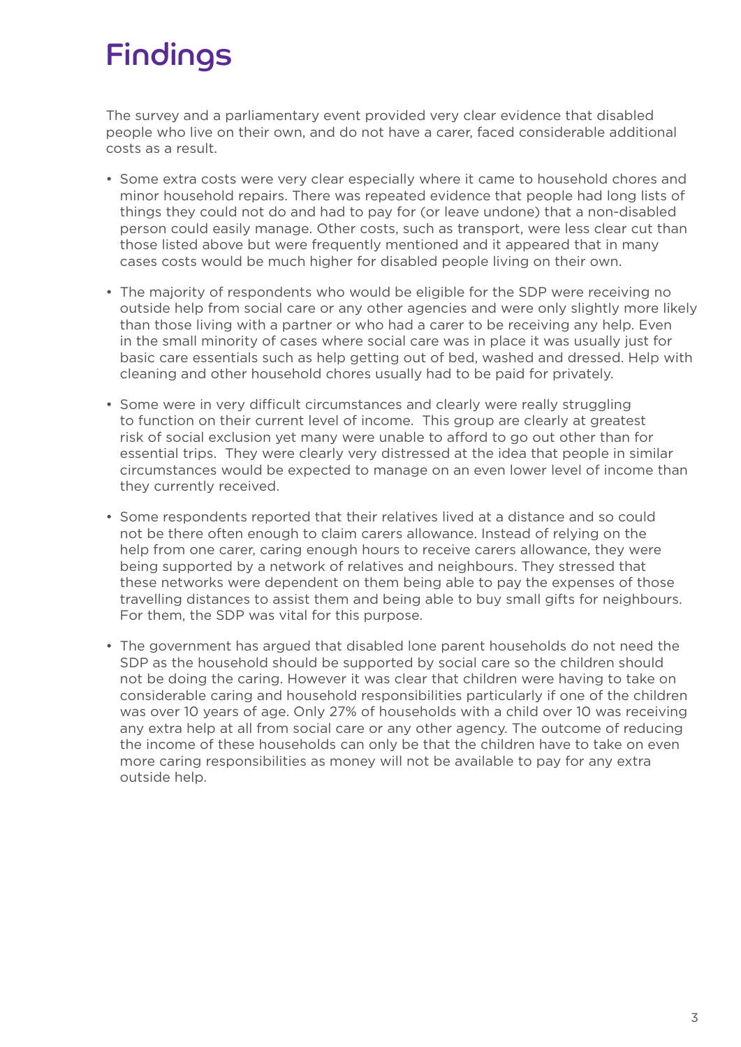# Findings

The survey and a parliamentary event provided very clear evidence that disabled people who live on their own, and do not have a carer, faced considerable additional costs as a result.

- Some extra costs were very clear especially where it came to household chores and minor household repairs. There was repeated evidence that people had long lists of things they could not do and had to pay for (or leave undone) that a non-disabled person could easily manage. Other costs, such as transport, were less clear cut than those listed above but were frequently mentioned and it appeared that in many cases costs would be much higher for disabled people living on their own.
- The majority of respondents who would be eligible for the SDP were receiving no outside help from social care or any other agencies and were only slightly more likely than those living with a partner or who had a carer to be receiving any help. Even in the small minority of cases where social care was in place it was usually just for basic care essentials such as help getting out of bed, washed and dressed. Help with cleaning and other household chores usually had to be paid for privately.
- Some were in very difficult circumstances and clearly were really struggling to function on their current level of income. This group are clearly at greatest risk of social exclusion yet many were unable to afford to go out other than for essential trips. They were clearly very distressed at the idea that people in similar circumstances would be expected to manage on an even lower level of income than they currently received.
- Some respondents reported that their relatives lived at a distance and so could not be there often enough to claim carers allowance. Instead of relying on the help from one carer, caring enough hours to receive carers allowance, they were being supported by a network of relatives and neighbours. They stressed that these networks were dependent on them being able to pay the expenses of those travelling distances to assist them and being able to buy small gifts for neighbours. For them, the SDP was vital for this purpose.
- The government has argued that disabled lone parent households do not need the SDP as the household should be supported by social care so the children should not be doing the caring. However it was clear that children were having to take on considerable caring and household responsibilities particularly if one of the children was over 10 years of age. Only 27% of households with a child over 10 was receiving any extra help at all from social care or any other agency. The outcome of reducing the income of these households can only be that the children have to take on even more caring responsibilities as money will not be available to pay for any extra outside help.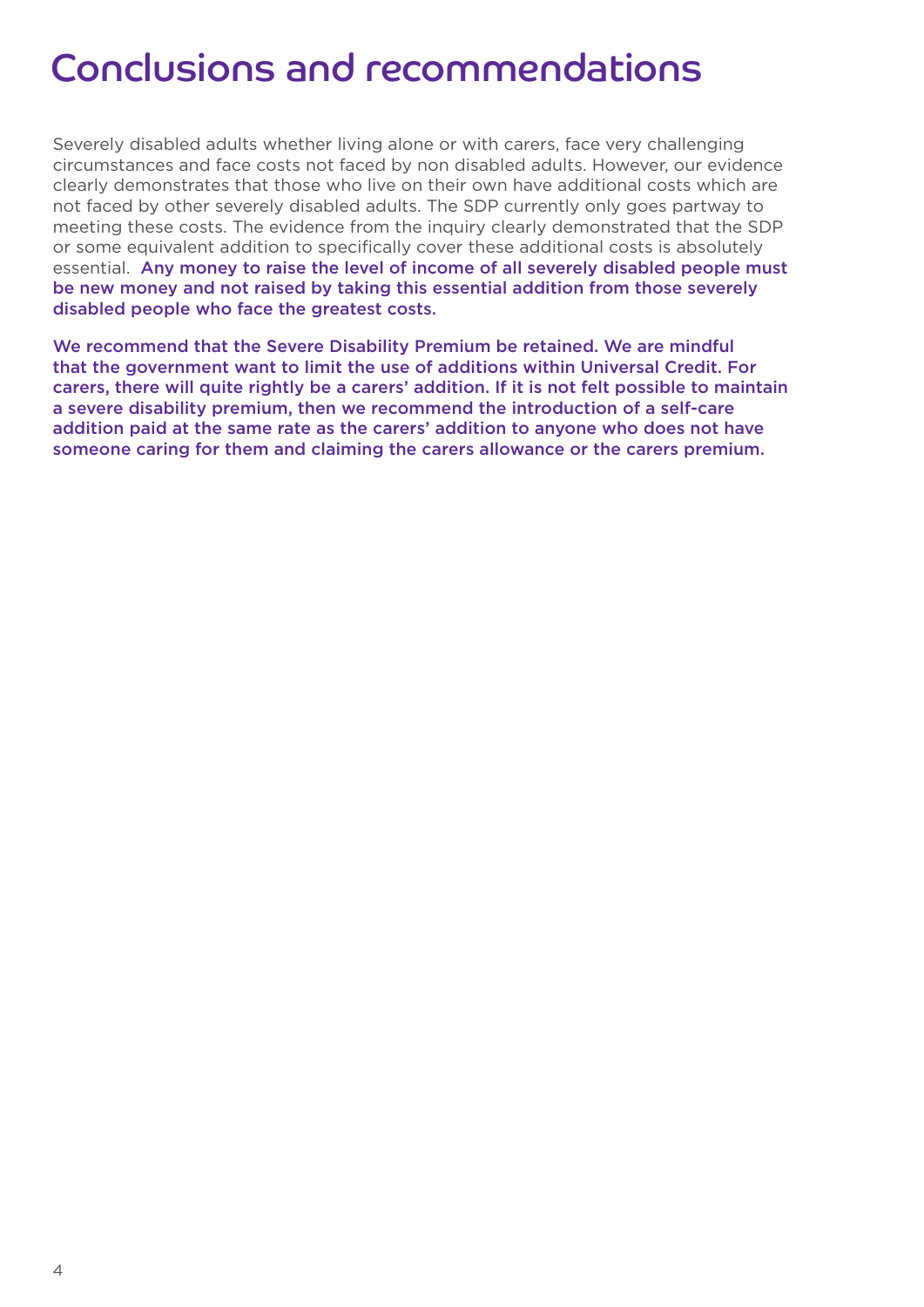# Conclusions and recommendations

Severely disabled adults whether living alone or with carers, face very challenging circumstances and face costs not faced by non disabled adults. However, our evidence clearly demonstrates that those who live on their own have additional costs which are not faced by other severely disabled adults. The SDP currently only goes partway to meeting these costs. The evidence from the inquiry clearly demonstrated that the SDP or some equivalent addition to specifically cover these additional costs is absolutely essential. **Any money to raise the level of income of all severely disabled people must be new money and not raised by taking this essential addition from those severely disabled people who face the greatest costs.**

**We recommend that the Severe Disability Premium be retained. We are mindful that the government want to limit the use of additions within Universal Credit. For carers, there will quite rightly be a carers' addition. If it is not felt possible to maintain a severe disability premium, then we recommend the introduction of a self-care addition paid at the same rate as the carers' addition to anyone who does not have someone caring for them and claiming the carers allowance or the carers premium.**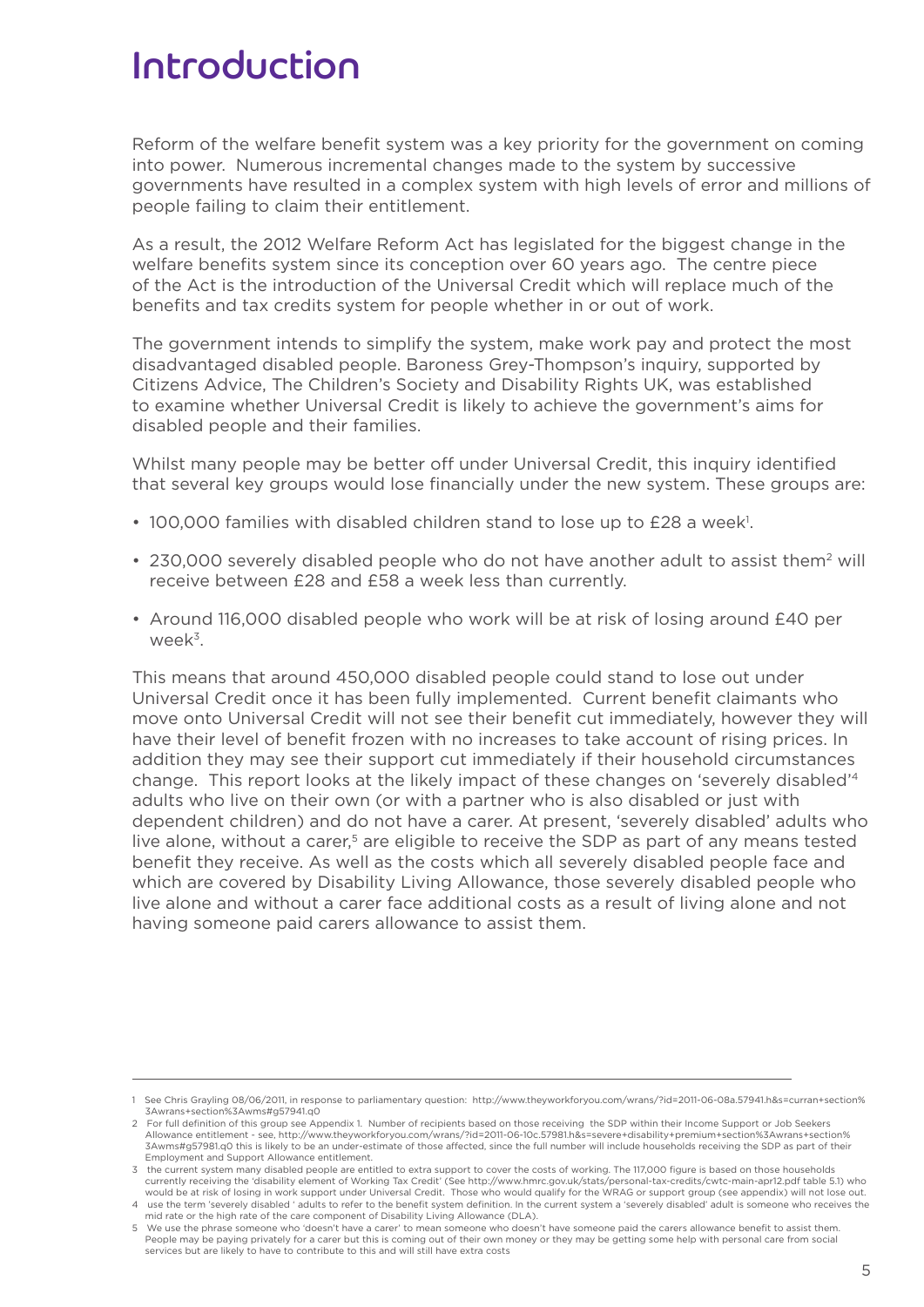# Introduction

Reform of the welfare benefit system was a key priority for the government on coming into power. Numerous incremental changes made to the system by successive governments have resulted in a complex system with high levels of error and millions of people failing to claim their entitlement.

As a result, the 2012 Welfare Reform Act has legislated for the biggest change in the welfare benefits system since its conception over 60 years ago. The centre piece of the Act is the introduction of the Universal Credit which will replace much of the benefits and tax credits system for people whether in or out of work.

The government intends to simplify the system, make work pay and protect the most disadvantaged disabled people. Baroness Grey-Thompson's inquiry, supported by Citizens Advice, The Children's Society and Disability Rights UK, was established to examine whether Universal Credit is likely to achieve the government's aims for disabled people and their families.

Whilst many people may be better off under Universal Credit, this inquiry identified that several key groups would lose financially under the new system. These groups are:

- 100,000 families with disabled children stand to lose up to £28 a week[1].
- 230,000 severely disabled people who do not have another adult to assist them[2] will receive between £28 and £58 a week less than currently.
- Around 116,000 disabled people who work will be at risk of losing around £40 per week[3].

This means that around 450,000 disabled people could stand to lose out under Universal Credit once it has been fully implemented. Current benefit claimants who move onto Universal Credit will not see their benefit cut immediately, however they will have their level of benefit frozen with no increases to take account of rising prices. In addition they may see their support cut immediately if their household circumstances change. This report looks at the likely impact of these changes on 'severely disabled'[4] adults who live on their own (or with a partner who is also disabled or just with dependent children) and do not have a carer. At present, 'severely disabled' adults who live alone, without a carer,[5] are eligible to receive the SDP as part of any means tested benefit they receive. As well as the costs which all severely disabled people face and which are covered by Disability Living Allowance, those severely disabled people who live alone and without a carer face additional costs as a result of living alone and not having someone paid carers allowance to assist them.

---

1 See Chris Grayling 08/06/2011, in response to parliamentary question: http://www.theyworkforyou.com/wrans/?id=2011-06-08a.57941.h&s=curran+section%3Awrans+section%3Awms#g57941.q0

2 For full definition of this group see Appendix 1. Number of recipients based on those receiving the SDP within their Income Support or Job Seekers Allowance entitlement - see, http://www.theyworkforyou.com/wrans/?id=2011-06-10c.57981.h&s=severe+disability+premium+section%3Awrans+section%3Awms#g57981.q0 this is likely to be an under-estimate of those affected, since the full number will include households receiving the SDP as part of their Employment and Support Allowance entitlement.

3 the current system many disabled people are entitled to extra support to cover the costs of working. The 117,000 figure is based on those households currently receiving the 'disability element of Working Tax Credit' (See http://www.hmrc.gov.uk/stats/personal-tax-credits/cwtc-main-apr12.pdf table 5.1) who would be at risk of losing in work support under Universal Credit. Those who would qualify for the WRAG or support group (see appendix) will not lose out.

4 use the term 'severely disabled ' adults to refer to the benefit system definition. In the current system a 'severely disabled' adult is someone who receives the mid rate or the high rate of the care component of Disability Living Allowance (DLA).

5 We use the phrase someone who 'doesn't have a carer' to mean someone who doesn't have someone paid the carers allowance benefit to assist them. People may be paying privately for a carer but this is coming out of their own money or they may be getting some help with personal care from social services but are likely to have to contribute to this and will still have extra costs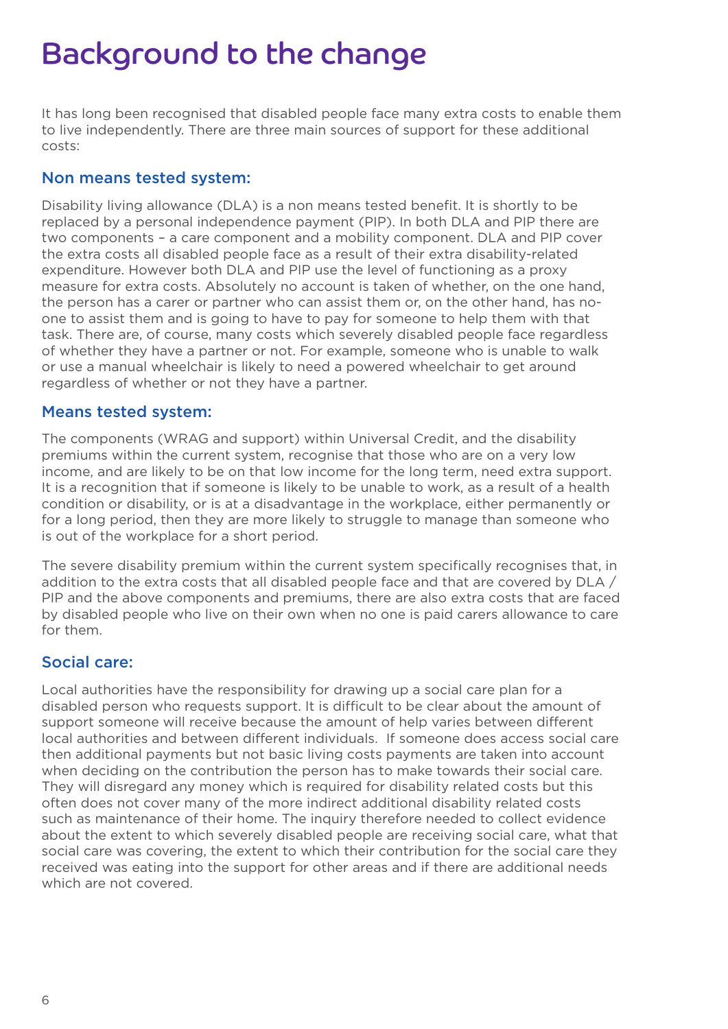# Background to the change

It has long been recognised that disabled people face many extra costs to enable them to live independently. There are three main sources of support for these additional costs:

## Non means tested system:

Disability living allowance (DLA) is a non means tested benefit. It is shortly to be replaced by a personal independence payment (PIP). In both DLA and PIP there are two components – a care component and a mobility component. DLA and PIP cover the extra costs all disabled people face as a result of their extra disability-related expenditure. However both DLA and PIP use the level of functioning as a proxy measure for extra costs. Absolutely no account is taken of whether, on the one hand, the person has a carer or partner who can assist them or, on the other hand, has no-one to assist them and is going to have to pay for someone to help them with that task. There are, of course, many costs which severely disabled people face regardless of whether they have a partner or not. For example, someone who is unable to walk or use a manual wheelchair is likely to need a powered wheelchair to get around regardless of whether or not they have a partner.

## Means tested system:

The components (WRAG and support) within Universal Credit, and the disability premiums within the current system, recognise that those who are on a very low income, and are likely to be on that low income for the long term, need extra support. It is a recognition that if someone is likely to be unable to work, as a result of a health condition or disability, or is at a disadvantage in the workplace, either permanently or for a long period, then they are more likely to struggle to manage than someone who is out of the workplace for a short period.

The severe disability premium within the current system specifically recognises that, in addition to the extra costs that all disabled people face and that are covered by DLA / PIP and the above components and premiums, there are also extra costs that are faced by disabled people who live on their own when no one is paid carers allowance to care for them.

## Social care:

Local authorities have the responsibility for drawing up a social care plan for a disabled person who requests support. It is difficult to be clear about the amount of support someone will receive because the amount of help varies between different local authorities and between different individuals. If someone does access social care then additional payments but not basic living costs payments are taken into account when deciding on the contribution the person has to make towards their social care. They will disregard any money which is required for disability related costs but this often does not cover many of the more indirect additional disability related costs such as maintenance of their home. The inquiry therefore needed to collect evidence about the extent to which severely disabled people are receiving social care, what that social care was covering, the extent to which their contribution for the social care they received was eating into the support for other areas and if there are additional needs which are not covered.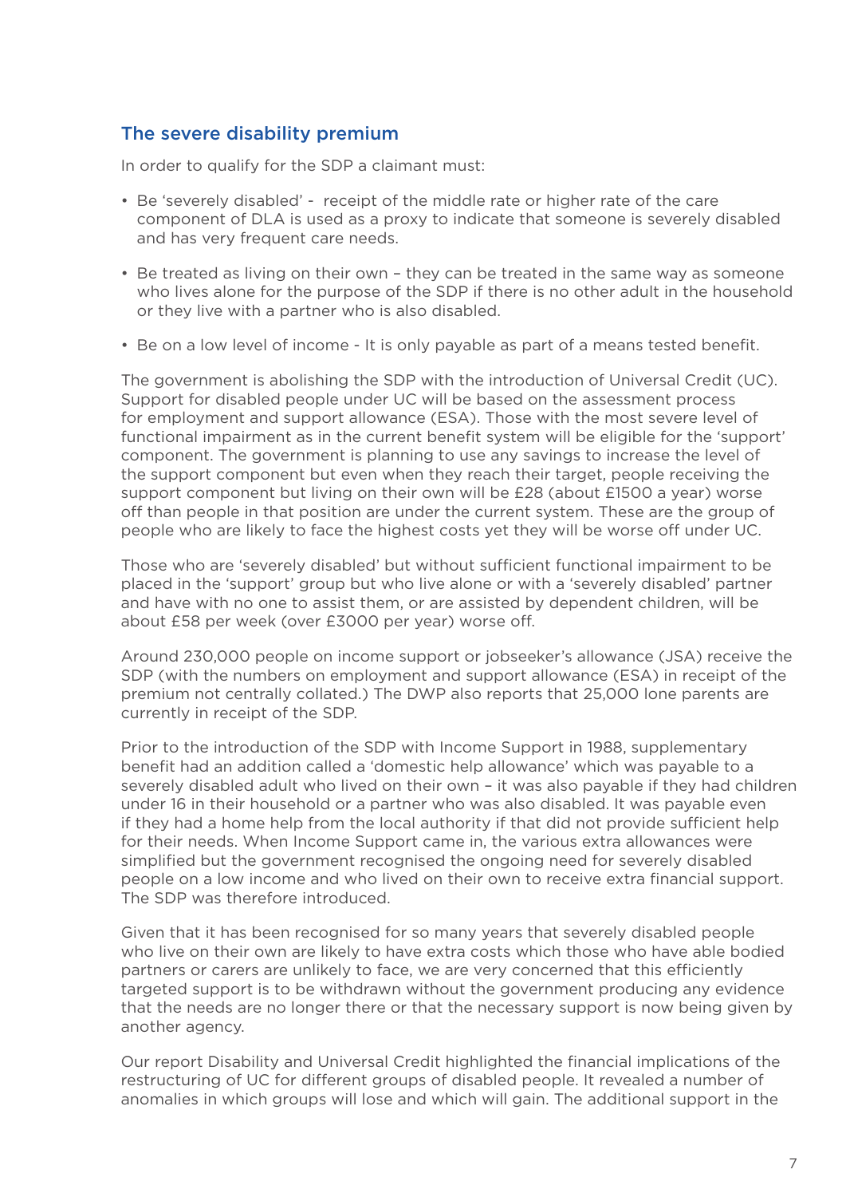## The severe disability premium

In order to qualify for the SDP a claimant must:

- Be 'severely disabled' - receipt of the middle rate or higher rate of the care component of DLA is used as a proxy to indicate that someone is severely disabled and has very frequent care needs.
- Be treated as living on their own – they can be treated in the same way as someone who lives alone for the purpose of the SDP if there is no other adult in the household or they live with a partner who is also disabled.
- Be on a low level of income - It is only payable as part of a means tested benefit.

The government is abolishing the SDP with the introduction of Universal Credit (UC). Support for disabled people under UC will be based on the assessment process for employment and support allowance (ESA). Those with the most severe level of functional impairment as in the current benefit system will be eligible for the 'support' component. The government is planning to use any savings to increase the level of the support component but even when they reach their target, people receiving the support component but living on their own will be £28 (about £1500 a year) worse off than people in that position are under the current system. These are the group of people who are likely to face the highest costs yet they will be worse off under UC.

Those who are 'severely disabled' but without sufficient functional impairment to be placed in the 'support' group but who live alone or with a 'severely disabled' partner and have with no one to assist them, or are assisted by dependent children, will be about £58 per week (over £3000 per year) worse off.

Around 230,000 people on income support or jobseeker's allowance (JSA) receive the SDP (with the numbers on employment and support allowance (ESA) in receipt of the premium not centrally collated.) The DWP also reports that 25,000 lone parents are currently in receipt of the SDP.

Prior to the introduction of the SDP with Income Support in 1988, supplementary benefit had an addition called a 'domestic help allowance' which was payable to a severely disabled adult who lived on their own – it was also payable if they had children under 16 in their household or a partner who was also disabled. It was payable even if they had a home help from the local authority if that did not provide sufficient help for their needs. When Income Support came in, the various extra allowances were simplified but the government recognised the ongoing need for severely disabled people on a low income and who lived on their own to receive extra financial support. The SDP was therefore introduced.

Given that it has been recognised for so many years that severely disabled people who live on their own are likely to have extra costs which those who have able bodied partners or carers are unlikely to face, we are very concerned that this efficiently targeted support is to be withdrawn without the government producing any evidence that the needs are no longer there or that the necessary support is now being given by another agency.

Our report Disability and Universal Credit highlighted the financial implications of the restructuring of UC for different groups of disabled people. It revealed a number of anomalies in which groups will lose and which will gain. The additional support in the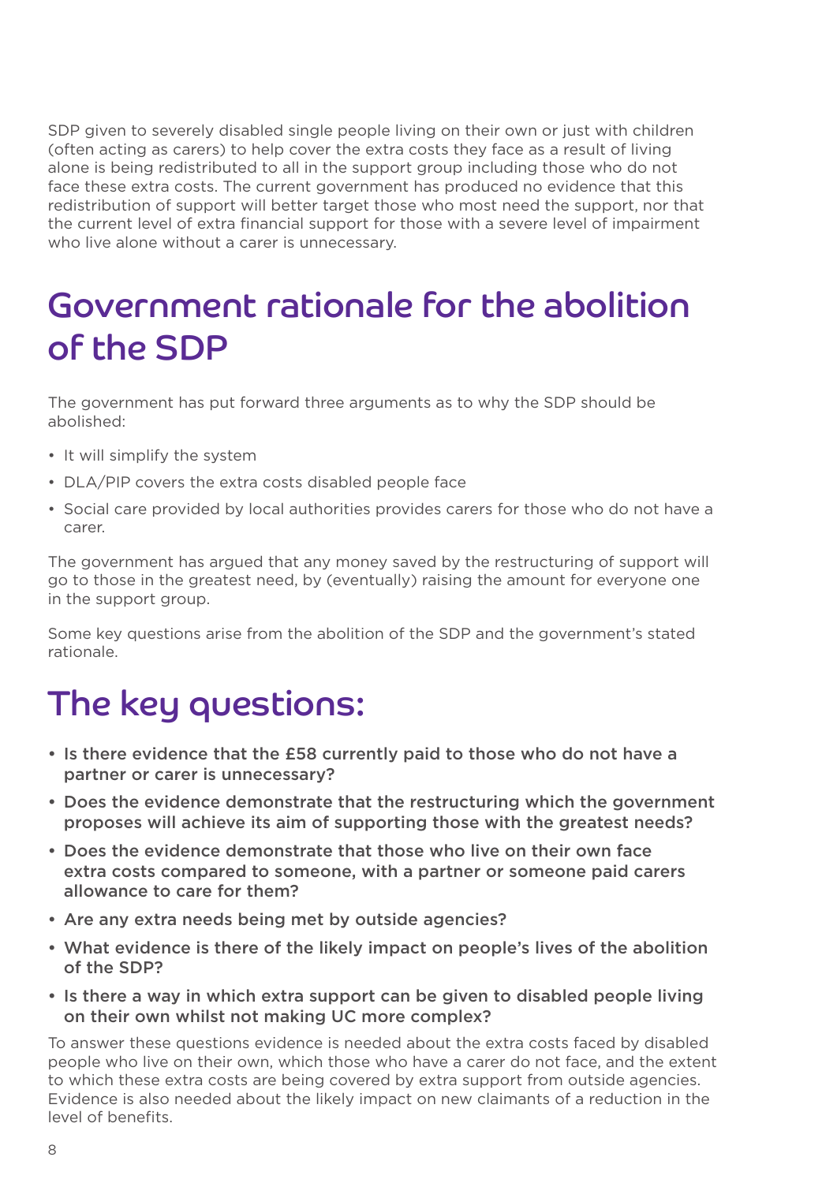SDP given to severely disabled single people living on their own or just with children (often acting as carers) to help cover the extra costs they face as a result of living alone is being redistributed to all in the support group including those who do not face these extra costs. The current government has produced no evidence that this redistribution of support will better target those who most need the support, nor that the current level of extra financial support for those with a severe level of impairment who live alone without a carer is unnecessary.

## Government rationale for the abolition of the SDP

The government has put forward three arguments as to why the SDP should be abolished:

- It will simplify the system
- DLA/PIP covers the extra costs disabled people face
- Social care provided by local authorities provides carers for those who do not have a carer.

The government has argued that any money saved by the restructuring of support will go to those in the greatest need, by (eventually) raising the amount for everyone one in the support group.

Some key questions arise from the abolition of the SDP and the government's stated rationale.

## The key questions:

- **Is there evidence that the £58 currently paid to those who do not have a partner or carer is unnecessary?**
- **Does the evidence demonstrate that the restructuring which the government proposes will achieve its aim of supporting those with the greatest needs?**
- **Does the evidence demonstrate that those who live on their own face extra costs compared to someone, with a partner or someone paid carers allowance to care for them?**
- **Are any extra needs being met by outside agencies?**
- **What evidence is there of the likely impact on people's lives of the abolition of the SDP?**
- **Is there a way in which extra support can be given to disabled people living on their own whilst not making UC more complex?**

To answer these questions evidence is needed about the extra costs faced by disabled people who live on their own, which those who have a carer do not face, and the extent to which these extra costs are being covered by extra support from outside agencies. Evidence is also needed about the likely impact on new claimants of a reduction in the level of benefits.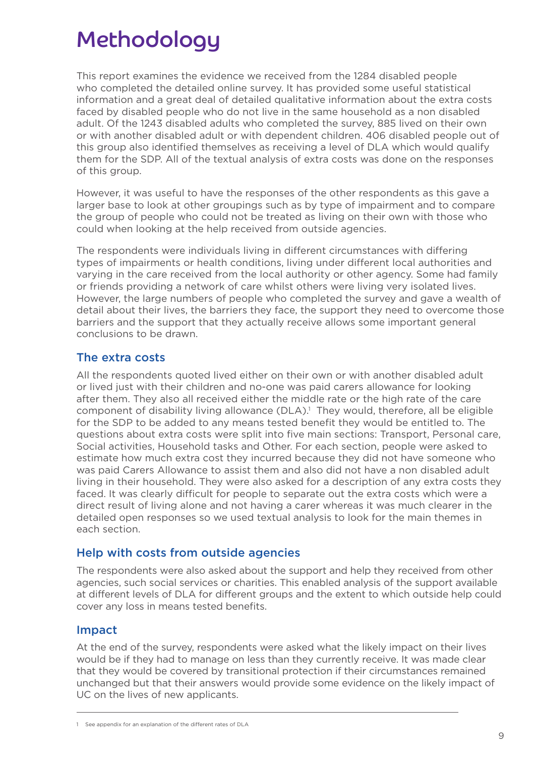# Methodology

This report examines the evidence we received from the 1284 disabled people who completed the detailed online survey. It has provided some useful statistical information and a great deal of detailed qualitative information about the extra costs faced by disabled people who do not live in the same household as a non disabled adult. Of the 1243 disabled adults who completed the survey, 885 lived on their own or with another disabled adult or with dependent children. 406 disabled people out of this group also identified themselves as receiving a level of DLA which would qualify them for the SDP. All of the textual analysis of extra costs was done on the responses of this group.

However, it was useful to have the responses of the other respondents as this gave a larger base to look at other groupings such as by type of impairment and to compare the group of people who could not be treated as living on their own with those who could when looking at the help received from outside agencies.

The respondents were individuals living in different circumstances with differing types of impairments or health conditions, living under different local authorities and varying in the care received from the local authority or other agency. Some had family or friends providing a network of care whilst others were living very isolated lives. However, the large numbers of people who completed the survey and gave a wealth of detail about their lives, the barriers they face, the support they need to overcome those barriers and the support that they actually receive allows some important general conclusions to be drawn.

## The extra costs

All the respondents quoted lived either on their own or with another disabled adult or lived just with their children and no-one was paid carers allowance for looking after them. They also all received either the middle rate or the high rate of the care component of disability living allowance (DLA).[1] They would, therefore, all be eligible for the SDP to be added to any means tested benefit they would be entitled to. The questions about extra costs were split into five main sections: Transport, Personal care, Social activities, Household tasks and Other. For each section, people were asked to estimate how much extra cost they incurred because they did not have someone who was paid Carers Allowance to assist them and also did not have a non disabled adult living in their household. They were also asked for a description of any extra costs they faced. It was clearly difficult for people to separate out the extra costs which were a direct result of living alone and not having a carer whereas it was much clearer in the detailed open responses so we used textual analysis to look for the main themes in each section.

## Help with costs from outside agencies

The respondents were also asked about the support and help they received from other agencies, such social services or charities. This enabled analysis of the support available at different levels of DLA for different groups and the extent to which outside help could cover any loss in means tested benefits.

## Impact

At the end of the survey, respondents were asked what the likely impact on their lives would be if they had to manage on less than they currently receive. It was made clear that they would be covered by transitional protection if their circumstances remained unchanged but that their answers would provide some evidence on the likely impact of UC on the lives of new applicants.

---

[1] See appendix for an explanation of the different rates of DLA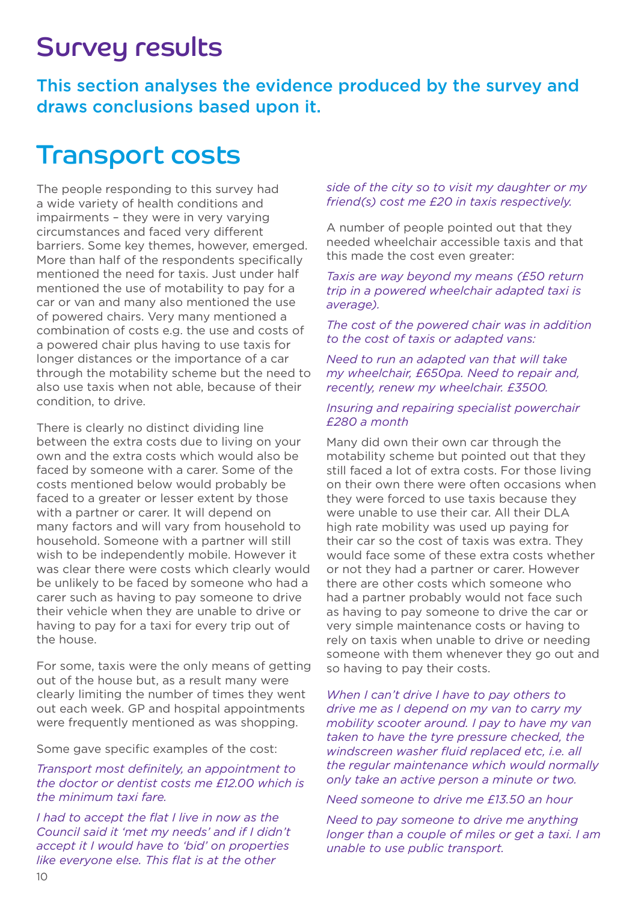# Survey results

## This section analyses the evidence produced by the survey and draws conclusions based upon it.

# Transport costs

The people responding to this survey had a wide variety of health conditions and impairments – they were in very varying circumstances and faced very different barriers. Some key themes, however, emerged. More than half of the respondents specifically mentioned the need for taxis. Just under half mentioned the use of motability to pay for a car or van and many also mentioned the use of powered chairs. Very many mentioned a combination of costs e.g. the use and costs of a powered chair plus having to use taxis for longer distances or the importance of a car through the motability scheme but the need to also use taxis when not able, because of their condition, to drive.

There is clearly no distinct dividing line between the extra costs due to living on your own and the extra costs which would also be faced by someone with a carer. Some of the costs mentioned below would probably be faced to a greater or lesser extent by those with a partner or carer. It will depend on many factors and will vary from household to household. Someone with a partner will still wish to be independently mobile. However it was clear there were costs which clearly would be unlikely to be faced by someone who had a carer such as having to pay someone to drive their vehicle when they are unable to drive or having to pay for a taxi for every trip out of the house.

For some, taxis were the only means of getting out of the house but, as a result many were clearly limiting the number of times they went out each week. GP and hospital appointments were frequently mentioned as was shopping.

Some gave specific examples of the cost:

*Transport most definitely, an appointment to the doctor or dentist costs me £12.00 which is the minimum taxi fare.*

*I had to accept the flat I live in now as the Council said it 'met my needs' and if I didn't accept it I would have to 'bid' on properties like everyone else. This flat is at the other side of the city so to visit my daughter or my friend(s) cost me £20 in taxis respectively.*

A number of people pointed out that they needed wheelchair accessible taxis and that this made the cost even greater:

*Taxis are way beyond my means (£50 return trip in a powered wheelchair adapted taxi is average).*

*The cost of the powered chair was in addition to the cost of taxis or adapted vans:*

*Need to run an adapted van that will take my wheelchair, £650pa. Need to repair and, recently, renew my wheelchair. £3500.*

*Insuring and repairing specialist powerchair £280 a month*

Many did own their own car through the motability scheme but pointed out that they still faced a lot of extra costs. For those living on their own there were often occasions when they were forced to use taxis because they were unable to use their car. All their DLA high rate mobility was used up paying for their car so the cost of taxis was extra. They would face some of these extra costs whether or not they had a partner or carer. However there are other costs which someone who had a partner probably would not face such as having to pay someone to drive the car or very simple maintenance costs or having to rely on taxis when unable to drive or needing someone with them whenever they go out and so having to pay their costs.

*When I can't drive I have to pay others to drive me as I depend on my van to carry my mobility scooter around. I pay to have my van taken to have the tyre pressure checked, the windscreen washer fluid replaced etc, i.e. all the regular maintenance which would normally only take an active person a minute or two.*

*Need someone to drive me £13.50 an hour*

*Need to pay someone to drive me anything longer than a couple of miles or get a taxi. I am unable to use public transport.*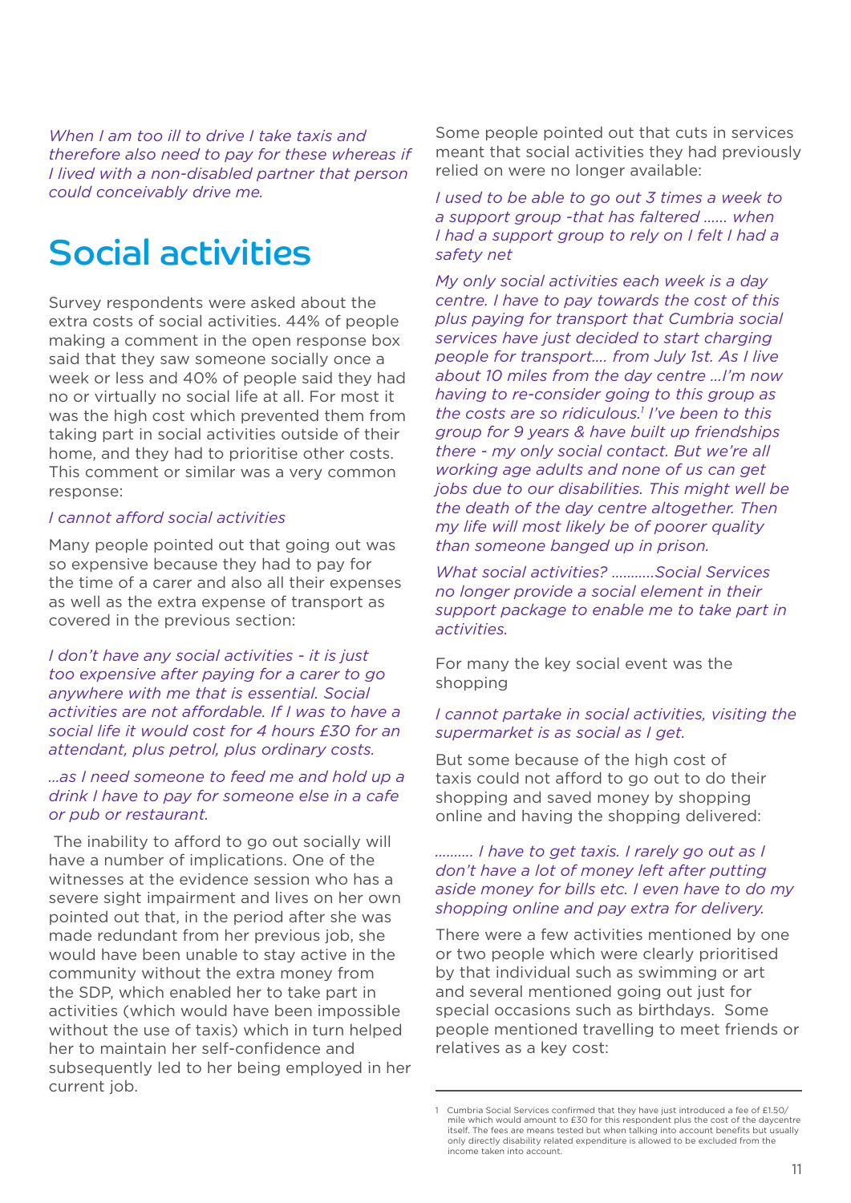*When I am too ill to drive I take taxis and therefore also need to pay for these whereas if I lived with a non-disabled partner that person could conceivably drive me.*

# Social activities

Survey respondents were asked about the extra costs of social activities. 44% of people making a comment in the open response box said that they saw someone socially once a week or less and 40% of people said they had no or virtually no social life at all. For most it was the high cost which prevented them from taking part in social activities outside of their home, and they had to prioritise other costs. This comment or similar was a very common response:

*I cannot afford social activities*

Many people pointed out that going out was so expensive because they had to pay for the time of a carer and also all their expenses as well as the extra expense of transport as covered in the previous section:

*I don't have any social activities - it is just too expensive after paying for a carer to go anywhere with me that is essential. Social activities are not affordable. If I was to have a social life it would cost for 4 hours £30 for an attendant, plus petrol, plus ordinary costs.*

*...as I need someone to feed me and hold up a drink I have to pay for someone else in a cafe or pub or restaurant.*

The inability to afford to go out socially will have a number of implications. One of the witnesses at the evidence session who has a severe sight impairment and lives on her own pointed out that, in the period after she was made redundant from her previous job, she would have been unable to stay active in the community without the extra money from the SDP, which enabled her to take part in activities (which would have been impossible without the use of taxis) which in turn helped her to maintain her self-confidence and subsequently led to her being employed in her current job.

Some people pointed out that cuts in services meant that social activities they had previously relied on were no longer available:

*I used to be able to go out 3 times a week to a support group -that has faltered ...... when I had a support group to rely on I felt I had a safety net*

*My only social activities each week is a day centre. I have to pay towards the cost of this plus paying for transport that Cumbria social services have just decided to start charging people for transport.... from July 1st. As I live about 10 miles from the day centre ...I'm now having to re-consider going to this group as the costs are so ridiculous.*[1] *I've been to this group for 9 years & have built up friendships there - my only social contact. But we're all working age adults and none of us can get jobs due to our disabilities. This might well be the death of the day centre altogether. Then my life will most likely be of poorer quality than someone banged up in prison.*

*What social activities? ...........Social Services no longer provide a social element in their support package to enable me to take part in activities.*

For many the key social event was the shopping

*I cannot partake in social activities, visiting the supermarket is as social as I get.*

But some because of the high cost of taxis could not afford to go out to do their shopping and saved money by shopping online and having the shopping delivered:

*.......... I have to get taxis. I rarely go out as I don't have a lot of money left after putting aside money for bills etc. I even have to do my shopping online and pay extra for delivery.*

There were a few activities mentioned by one or two people which were clearly prioritised by that individual such as swimming or art and several mentioned going out just for special occasions such as birthdays. Some people mentioned travelling to meet friends or relatives as a key cost:

---

1 Cumbria Social Services confirmed that they have just introduced a fee of £1.50/mile which would amount to £30 for this respondent plus the cost of the daycentre itself. The fees are means tested but when talking into account benefits but usually only directly disability related expenditure is allowed to be excluded from the income taken into account.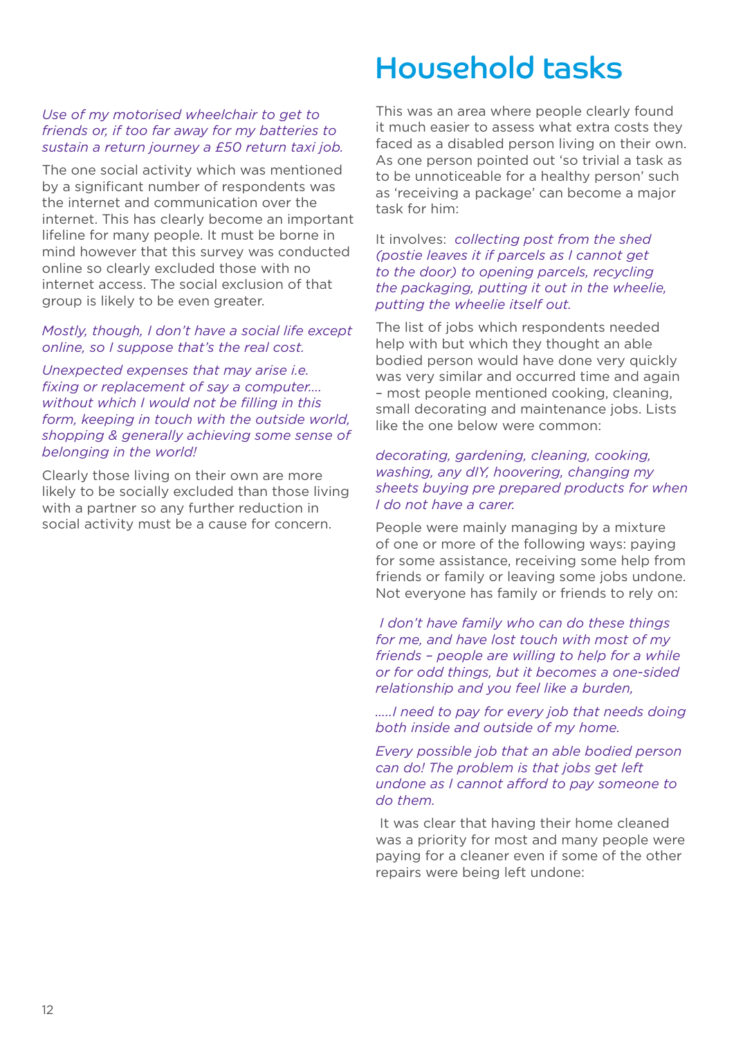*Use of my motorised wheelchair to get to friends or, if too far away for my batteries to sustain a return journey a £50 return taxi job.*

The one social activity which was mentioned by a significant number of respondents was the internet and communication over the internet. This has clearly become an important lifeline for many people. It must be borne in mind however that this survey was conducted online so clearly excluded those with no internet access. The social exclusion of that group is likely to be even greater.

*Mostly, though, I don't have a social life except online, so I suppose that's the real cost.*

*Unexpected expenses that may arise i.e. fixing or replacement of say a computer.... without which I would not be filling in this form, keeping in touch with the outside world, shopping & generally achieving some sense of belonging in the world!*

Clearly those living on their own are more likely to be socially excluded than those living with a partner so any further reduction in social activity must be a cause for concern.

# Household tasks

This was an area where people clearly found it much easier to assess what extra costs they faced as a disabled person living on their own. As one person pointed out 'so trivial a task as to be unnoticeable for a healthy person' such as 'receiving a package' can become a major task for him:

It involves: *collecting post from the shed (postie leaves it if parcels as I cannot get to the door) to opening parcels, recycling the packaging, putting it out in the wheelie, putting the wheelie itself out.*

The list of jobs which respondents needed help with but which they thought an able bodied person would have done very quickly was very similar and occurred time and again – most people mentioned cooking, cleaning, small decorating and maintenance jobs. Lists like the one below were common:

*decorating, gardening, cleaning, cooking, washing, any dIY, hoovering, changing my sheets buying pre prepared products for when I do not have a carer.*

People were mainly managing by a mixture of one or more of the following ways: paying for some assistance, receiving some help from friends or family or leaving some jobs undone. Not everyone has family or friends to rely on:

*I don't have family who can do these things for me, and have lost touch with most of my friends – people are willing to help for a while or for odd things, but it becomes a one-sided relationship and you feel like a burden,*

*.....I need to pay for every job that needs doing both inside and outside of my home.*

*Every possible job that an able bodied person can do! The problem is that jobs get left undone as I cannot afford to pay someone to do them.*

It was clear that having their home cleaned was a priority for most and many people were paying for a cleaner even if some of the other repairs were being left undone: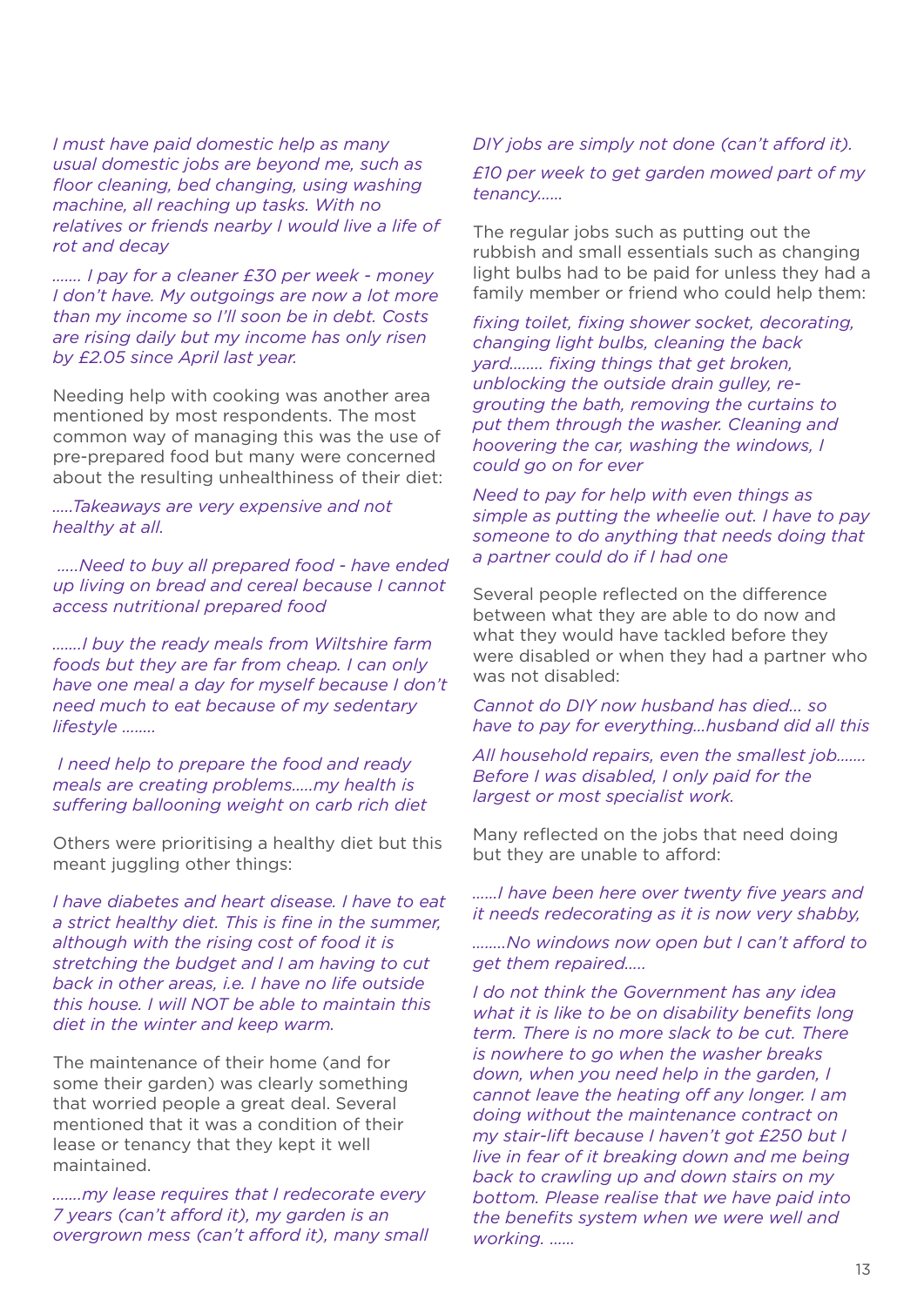*I must have paid domestic help as many usual domestic jobs are beyond me, such as floor cleaning, bed changing, using washing machine, all reaching up tasks. With no relatives or friends nearby I would live a life of rot and decay*

*....... I pay for a cleaner £30 per week - money I don't have. My outgoings are now a lot more than my income so I'll soon be in debt. Costs are rising daily but my income has only risen by £2.05 since April last year.*

Needing help with cooking was another area mentioned by most respondents. The most common way of managing this was the use of pre-prepared food but many were concerned about the resulting unhealthiness of their diet:

*.....Takeaways are very expensive and not healthy at all.*

*.....Need to buy all prepared food - have ended up living on bread and cereal because I cannot access nutritional prepared food*

*.......I buy the ready meals from Wiltshire farm foods but they are far from cheap. I can only have one meal a day for myself because I don't need much to eat because of my sedentary lifestyle ........*

*I need help to prepare the food and ready meals are creating problems.....my health is suffering ballooning weight on carb rich diet*

Others were prioritising a healthy diet but this meant juggling other things:

*I have diabetes and heart disease. I have to eat a strict healthy diet. This is fine in the summer, although with the rising cost of food it is stretching the budget and I am having to cut back in other areas, i.e. I have no life outside this house. I will NOT be able to maintain this diet in the winter and keep warm.*

The maintenance of their home (and for some their garden) was clearly something that worried people a great deal. Several mentioned that it was a condition of their lease or tenancy that they kept it well maintained.

*.......my lease requires that I redecorate every 7 years (can't afford it), my garden is an overgrown mess (can't afford it), many small DIY jobs are simply not done (can't afford it).*

*£10 per week to get garden mowed part of my tenancy......*

The regular jobs such as putting out the rubbish and small essentials such as changing light bulbs had to be paid for unless they had a family member or friend who could help them:

*fixing toilet, fixing shower socket, decorating, changing light bulbs, cleaning the back yard........ fixing things that get broken, unblocking the outside drain gulley, re-grouting the bath, removing the curtains to put them through the washer. Cleaning and hoovering the car, washing the windows, I could go on for ever*

*Need to pay for help with even things as simple as putting the wheelie out. I have to pay someone to do anything that needs doing that a partner could do if I had one*

Several people reflected on the difference between what they are able to do now and what they would have tackled before they were disabled or when they had a partner who was not disabled:

*Cannot do DIY now husband has died... so have to pay for everything...husband did all this*

*All household repairs, even the smallest job....... Before I was disabled, I only paid for the largest or most specialist work.*

Many reflected on the jobs that need doing but they are unable to afford:

*......I have been here over twenty five years and it needs redecorating as it is now very shabby,*

*........No windows now open but I can't afford to get them repaired.....*

*I do not think the Government has any idea what it is like to be on disability benefits long term. There is no more slack to be cut. There is nowhere to go when the washer breaks down, when you need help in the garden, I cannot leave the heating off any longer. I am doing without the maintenance contract on my stair-lift because I haven't got £250 but I live in fear of it breaking down and me being back to crawling up and down stairs on my bottom. Please realise that we have paid into the benefits system when we were well and working. ......*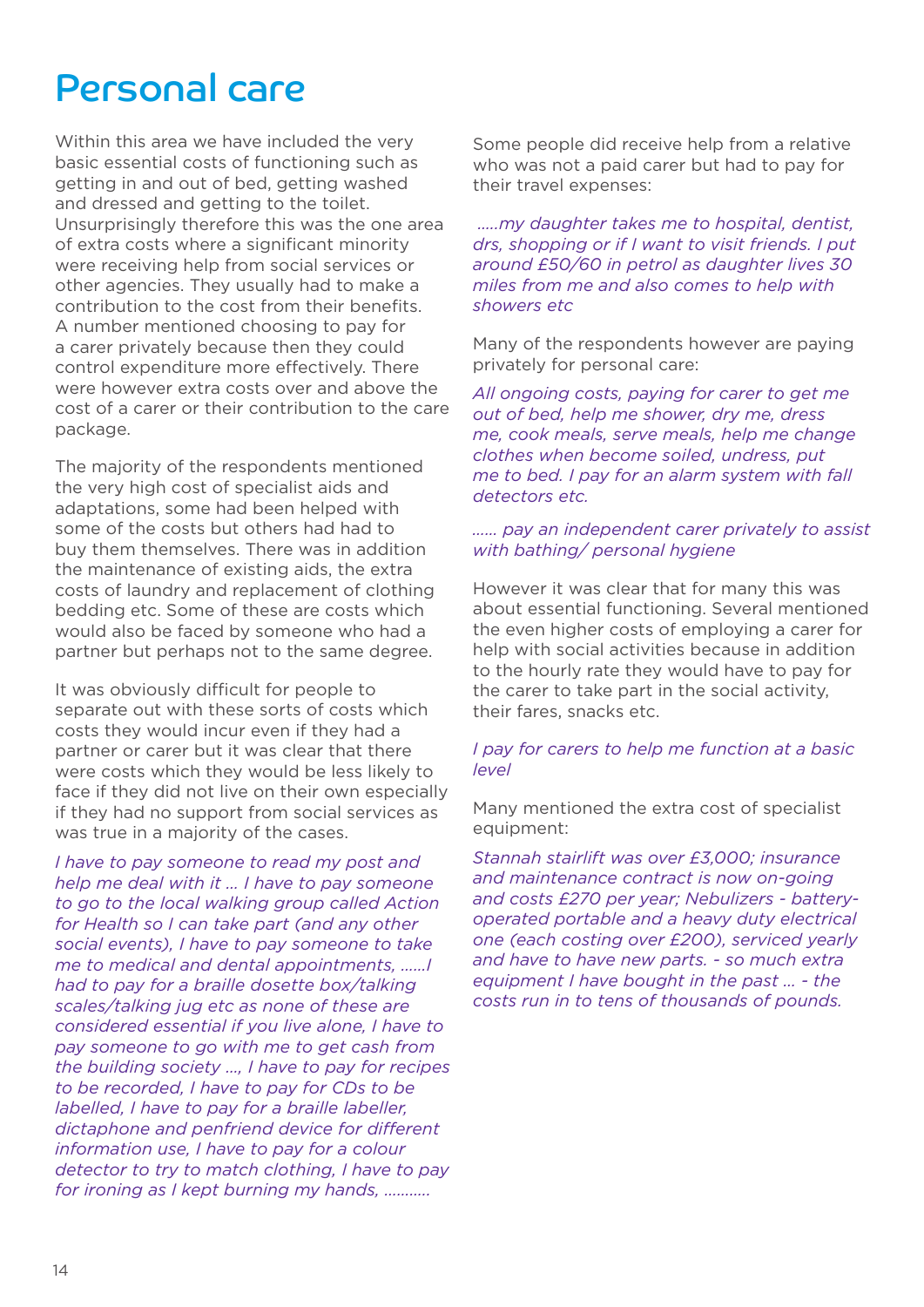# Personal care

Within this area we have included the very basic essential costs of functioning such as getting in and out of bed, getting washed and dressed and getting to the toilet. Unsurprisingly therefore this was the one area of extra costs where a significant minority were receiving help from social services or other agencies. They usually had to make a contribution to the cost from their benefits. A number mentioned choosing to pay for a carer privately because then they could control expenditure more effectively. There were however extra costs over and above the cost of a carer or their contribution to the care package.

The majority of the respondents mentioned the very high cost of specialist aids and adaptations, some had been helped with some of the costs but others had had to buy them themselves. There was in addition the maintenance of existing aids, the extra costs of laundry and replacement of clothing bedding etc. Some of these are costs which would also be faced by someone who had a partner but perhaps not to the same degree.

It was obviously difficult for people to separate out with these sorts of costs which costs they would incur even if they had a partner or carer but it was clear that there were costs which they would be less likely to face if they did not live on their own especially if they had no support from social services as was true in a majority of the cases.

*I have to pay someone to read my post and help me deal with it … I have to pay someone to go to the local walking group called Action for Health so I can take part (and any other social events), I have to pay someone to take me to medical and dental appointments, ……I had to pay for a braille dosette box/talking scales/talking jug etc as none of these are considered essential if you live alone, I have to pay someone to go with me to get cash from the building society …, I have to pay for recipes to be recorded, I have to pay for CDs to be labelled, I have to pay for a braille labeller, dictaphone and penfriend device for different information use, I have to pay for a colour detector to try to match clothing, I have to pay for ironing as I kept burning my hands, ……….*

Some people did receive help from a relative who was not a paid carer but had to pay for their travel expenses:

*…..my daughter takes me to hospital, dentist, drs, shopping or if I want to visit friends. I put around £50/60 in petrol as daughter lives 30 miles from me and also comes to help with showers etc*

Many of the respondents however are paying privately for personal care:

*All ongoing costs, paying for carer to get me out of bed, help me shower, dry me, dress me, cook meals, serve meals, help me change clothes when become soiled, undress, put me to bed. I pay for an alarm system with fall detectors etc.*

*…… pay an independent carer privately to assist with bathing/ personal hygiene*

However it was clear that for many this was about essential functioning. Several mentioned the even higher costs of employing a carer for help with social activities because in addition to the hourly rate they would have to pay for the carer to take part in the social activity, their fares, snacks etc.

*I pay for carers to help me function at a basic level*

Many mentioned the extra cost of specialist equipment:

*Stannah stairlift was over £3,000; insurance and maintenance contract is now on-going and costs £270 per year; Nebulizers - battery-operated portable and a heavy duty electrical one (each costing over £200), serviced yearly and have to have new parts. - so much extra equipment I have bought in the past … - the costs run in to tens of thousands of pounds.*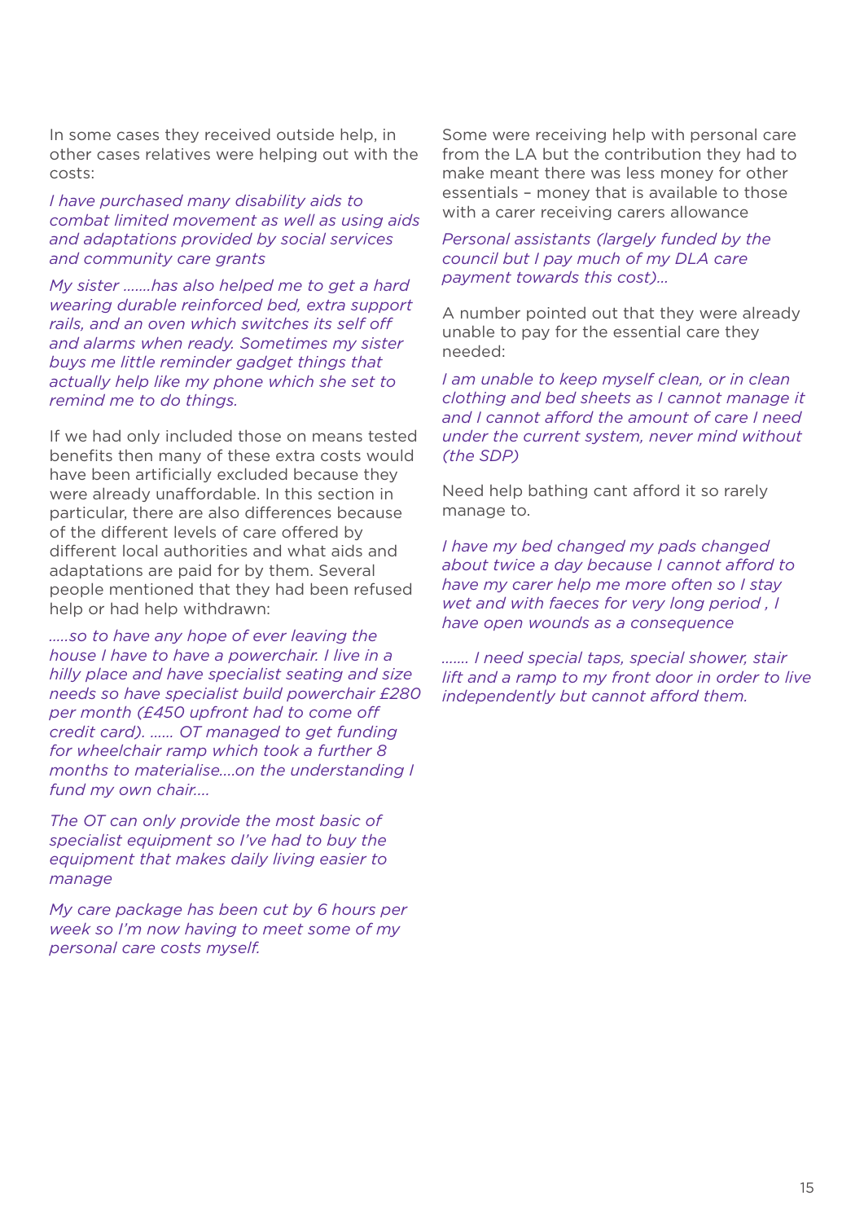In some cases they received outside help, in other cases relatives were helping out with the costs:

*I have purchased many disability aids to combat limited movement as well as using aids and adaptations provided by social services and community care grants*

*My sister .......has also helped me to get a hard wearing durable reinforced bed, extra support rails, and an oven which switches its self off and alarms when ready. Sometimes my sister buys me little reminder gadget things that actually help like my phone which she set to remind me to do things.*

If we had only included those on means tested benefits then many of these extra costs would have been artificially excluded because they were already unaffordable. In this section in particular, there are also differences because of the different levels of care offered by different local authorities and what aids and adaptations are paid for by them. Several people mentioned that they had been refused help or had help withdrawn:

*.....so to have any hope of ever leaving the house I have to have a powerchair. I live in a hilly place and have specialist seating and size needs so have specialist build powerchair £280 per month (£450 upfront had to come off credit card). ...... OT managed to get funding for wheelchair ramp which took a further 8 months to materialise....on the understanding I fund my own chair....*

*The OT can only provide the most basic of specialist equipment so I've had to buy the equipment that makes daily living easier to manage*

*My care package has been cut by 6 hours per week so I'm now having to meet some of my personal care costs myself.*

Some were receiving help with personal care from the LA but the contribution they had to make meant there was less money for other essentials – money that is available to those with a carer receiving carers allowance

*Personal assistants (largely funded by the council but I pay much of my DLA care payment towards this cost)...*

A number pointed out that they were already unable to pay for the essential care they needed:

*I am unable to keep myself clean, or in clean clothing and bed sheets as I cannot manage it and I cannot afford the amount of care I need under the current system, never mind without (the SDP)*

Need help bathing cant afford it so rarely manage to.

*I have my bed changed my pads changed about twice a day because I cannot afford to have my carer help me more often so I stay wet and with faeces for very long period , I have open wounds as a consequence*

*....... I need special taps, special shower, stair lift and a ramp to my front door in order to live independently but cannot afford them.*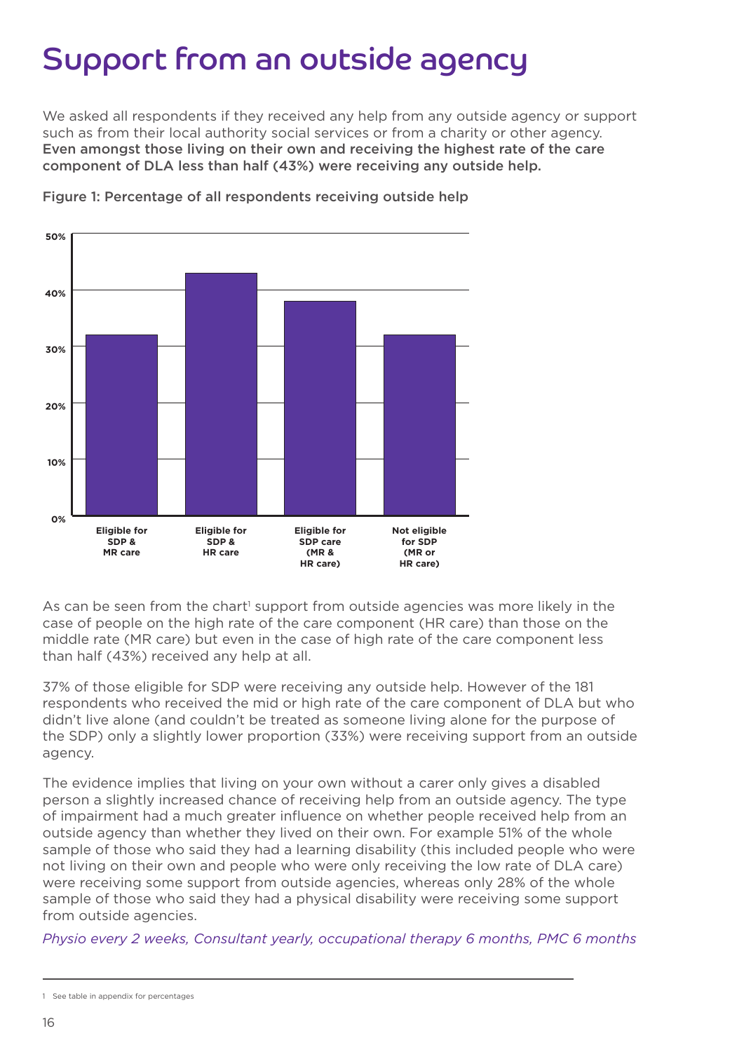# Support from an outside agency

We asked all respondents if they received any help from any outside agency or support such as from their local authority social services or from a charity or other agency. **Even amongst those living on their own and receiving the highest rate of the care component of DLA less than half (43%) were receiving any outside help.**

Figure 1: Percentage of all respondents receiving outside help

As can be seen from the chart[1] support from outside agencies was more likely in the case of people on the high rate of the care component (HR care) than those on the middle rate (MR care) but even in the case of high rate of the care component less than half (43%) received any help at all.

37% of those eligible for SDP were receiving any outside help. However of the 181 respondents who received the mid or high rate of the care component of DLA but who didn't live alone (and couldn't be treated as someone living alone for the purpose of the SDP) only a slightly lower proportion (33%) were receiving support from an outside agency.

The evidence implies that living on your own without a carer only gives a disabled person a slightly increased chance of receiving help from an outside agency. The type of impairment had a much greater influence on whether people received help from an outside agency than whether they lived on their own. For example 51% of the whole sample of those who said they had a learning disability (this included people who were not living on their own and people who were only receiving the low rate of DLA care) were receiving some support from outside agencies, whereas only 28% of the whole sample of those who said they had a physical disability were receiving some support from outside agencies.

*Physio every 2 weeks, Consultant yearly, occupational therapy 6 months, PMC 6 months*

1 See table in appendix for percentages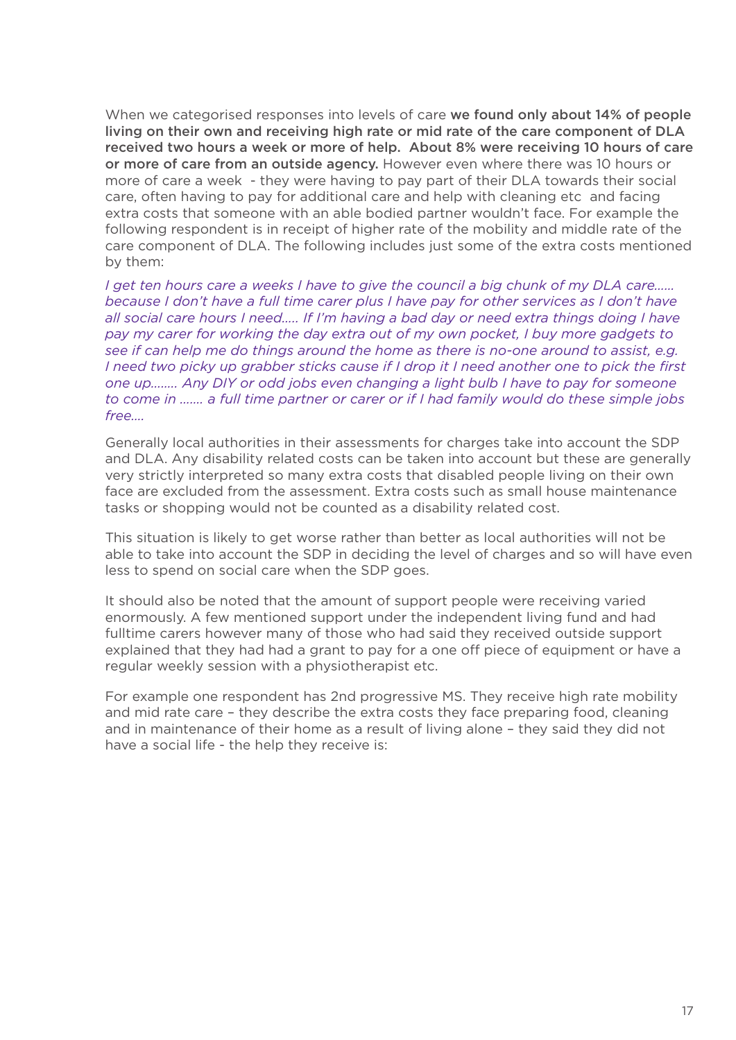When we categorised responses into levels of care **we found only about 14% of people living on their own and receiving high rate or mid rate of the care component of DLA received two hours a week or more of help. About 8% were receiving 10 hours of care or more of care from an outside agency.** However even where there was 10 hours or more of care a week - they were having to pay part of their DLA towards their social care, often having to pay for additional care and help with cleaning etc and facing extra costs that someone with an able bodied partner wouldn't face. For example the following respondent is in receipt of higher rate of the mobility and middle rate of the care component of DLA. The following includes just some of the extra costs mentioned by them:

*I get ten hours care a weeks I have to give the council a big chunk of my DLA care…… because I don't have a full time carer plus I have pay for other services as I don't have all social care hours I need….. If I'm having a bad day or need extra things doing I have pay my carer for working the day extra out of my own pocket, I buy more gadgets to see if can help me do things around the home as there is no-one around to assist, e.g. I need two picky up grabber sticks cause if I drop it I need another one to pick the first one up…….. Any DIY or odd jobs even changing a light bulb I have to pay for someone to come in ……. a full time partner or carer or if I had family would do these simple jobs free….*

Generally local authorities in their assessments for charges take into account the SDP and DLA. Any disability related costs can be taken into account but these are generally very strictly interpreted so many extra costs that disabled people living on their own face are excluded from the assessment. Extra costs such as small house maintenance tasks or shopping would not be counted as a disability related cost.

This situation is likely to get worse rather than better as local authorities will not be able to take into account the SDP in deciding the level of charges and so will have even less to spend on social care when the SDP goes.

It should also be noted that the amount of support people were receiving varied enormously. A few mentioned support under the independent living fund and had fulltime carers however many of those who had said they received outside support explained that they had had a grant to pay for a one off piece of equipment or have a regular weekly session with a physiotherapist etc.

For example one respondent has 2nd progressive MS. They receive high rate mobility and mid rate care – they describe the extra costs they face preparing food, cleaning and in maintenance of their home as a result of living alone – they said they did not have a social life - the help they receive is: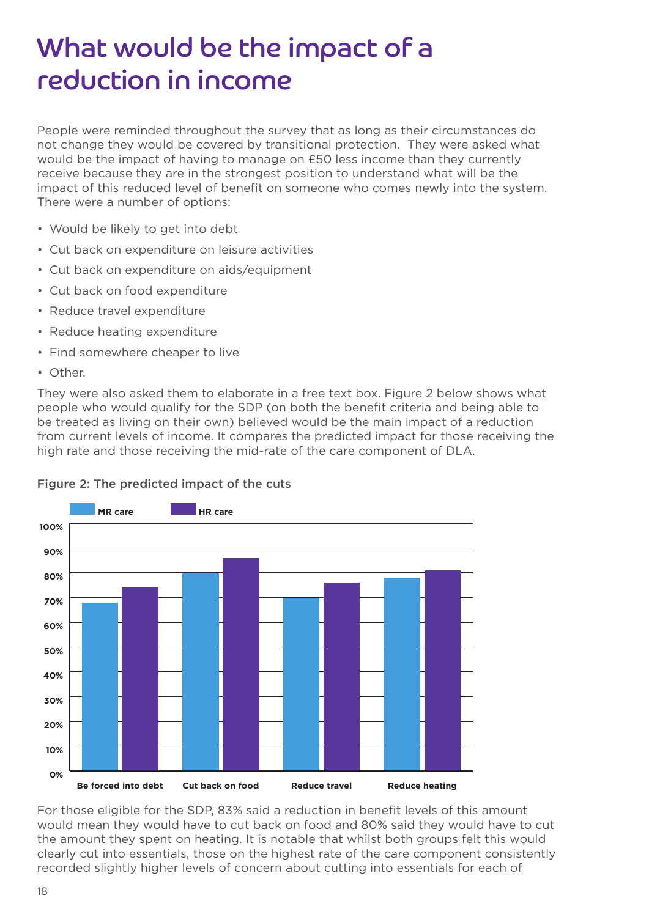# What would be the impact of a reduction in income

People were reminded throughout the survey that as long as their circumstances do not change they would be covered by transitional protection. They were asked what would be the impact of having to manage on £50 less income than they currently receive because they are in the strongest position to understand what will be the impact of this reduced level of benefit on someone who comes newly into the system. There were a number of options:

- Would be likely to get into debt
- Cut back on expenditure on leisure activities
- Cut back on expenditure on aids/equipment
- Cut back on food expenditure
- Reduce travel expenditure
- Reduce heating expenditure
- Find somewhere cheaper to live
- Other.

They were also asked them to elaborate in a free text box. Figure 2 below shows what people who would qualify for the SDP (on both the benefit criteria and being able to be treated as living on their own) believed would be the main impact of a reduction from current levels of income. It compares the predicted impact for those receiving the high rate and those receiving the mid-rate of the care component of DLA.

**Figure 2: The predicted impact of the cuts**

For those eligible for the SDP, 83% said a reduction in benefit levels of this amount would mean they would have to cut back on food and 80% said they would have to cut the amount they spent on heating. It is notable that whilst both groups felt this would clearly cut into essentials, those on the highest rate of the care component consistently recorded slightly higher levels of concern about cutting into essentials for each of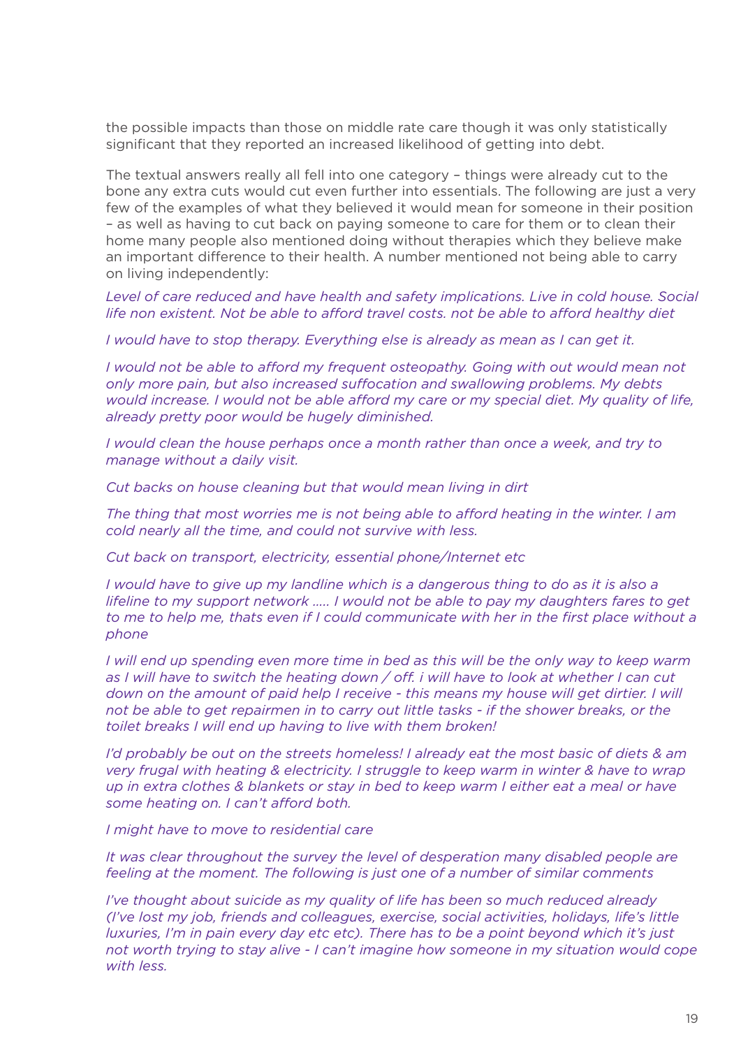the possible impacts than those on middle rate care though it was only statistically significant that they reported an increased likelihood of getting into debt.

The textual answers really all fell into one category – things were already cut to the bone any extra cuts would cut even further into essentials. The following are just a very few of the examples of what they believed it would mean for someone in their position – as well as having to cut back on paying someone to care for them or to clean their home many people also mentioned doing without therapies which they believe make an important difference to their health. A number mentioned not being able to carry on living independently:

*Level of care reduced and have health and safety implications. Live in cold house. Social life non existent. Not be able to afford travel costs. not be able to afford healthy diet*

*I would have to stop therapy. Everything else is already as mean as I can get it.*

*I would not be able to afford my frequent osteopathy. Going with out would mean not only more pain, but also increased suffocation and swallowing problems. My debts would increase. I would not be able afford my care or my special diet. My quality of life, already pretty poor would be hugely diminished.*

*I would clean the house perhaps once a month rather than once a week, and try to manage without a daily visit.*

*Cut backs on house cleaning but that would mean living in dirt*

*The thing that most worries me is not being able to afford heating in the winter. I am cold nearly all the time, and could not survive with less.*

*Cut back on transport, electricity, essential phone/Internet etc*

*I would have to give up my landline which is a dangerous thing to do as it is also a lifeline to my support network ….. I would not be able to pay my daughters fares to get to me to help me, thats even if I could communicate with her in the first place without a phone*

*I will end up spending even more time in bed as this will be the only way to keep warm as I will have to switch the heating down / off. i will have to look at whether I can cut down on the amount of paid help I receive - this means my house will get dirtier. I will not be able to get repairmen in to carry out little tasks - if the shower breaks, or the toilet breaks I will end up having to live with them broken!*

*I'd probably be out on the streets homeless! I already eat the most basic of diets & am very frugal with heating & electricity. I struggle to keep warm in winter & have to wrap up in extra clothes & blankets or stay in bed to keep warm I either eat a meal or have some heating on. I can't afford both.*

*I might have to move to residential care*

*It was clear throughout the survey the level of desperation many disabled people are feeling at the moment. The following is just one of a number of similar comments*

*I've thought about suicide as my quality of life has been so much reduced already (I've lost my job, friends and colleagues, exercise, social activities, holidays, life's little luxuries, I'm in pain every day etc etc). There has to be a point beyond which it's just not worth trying to stay alive - I can't imagine how someone in my situation would cope with less.*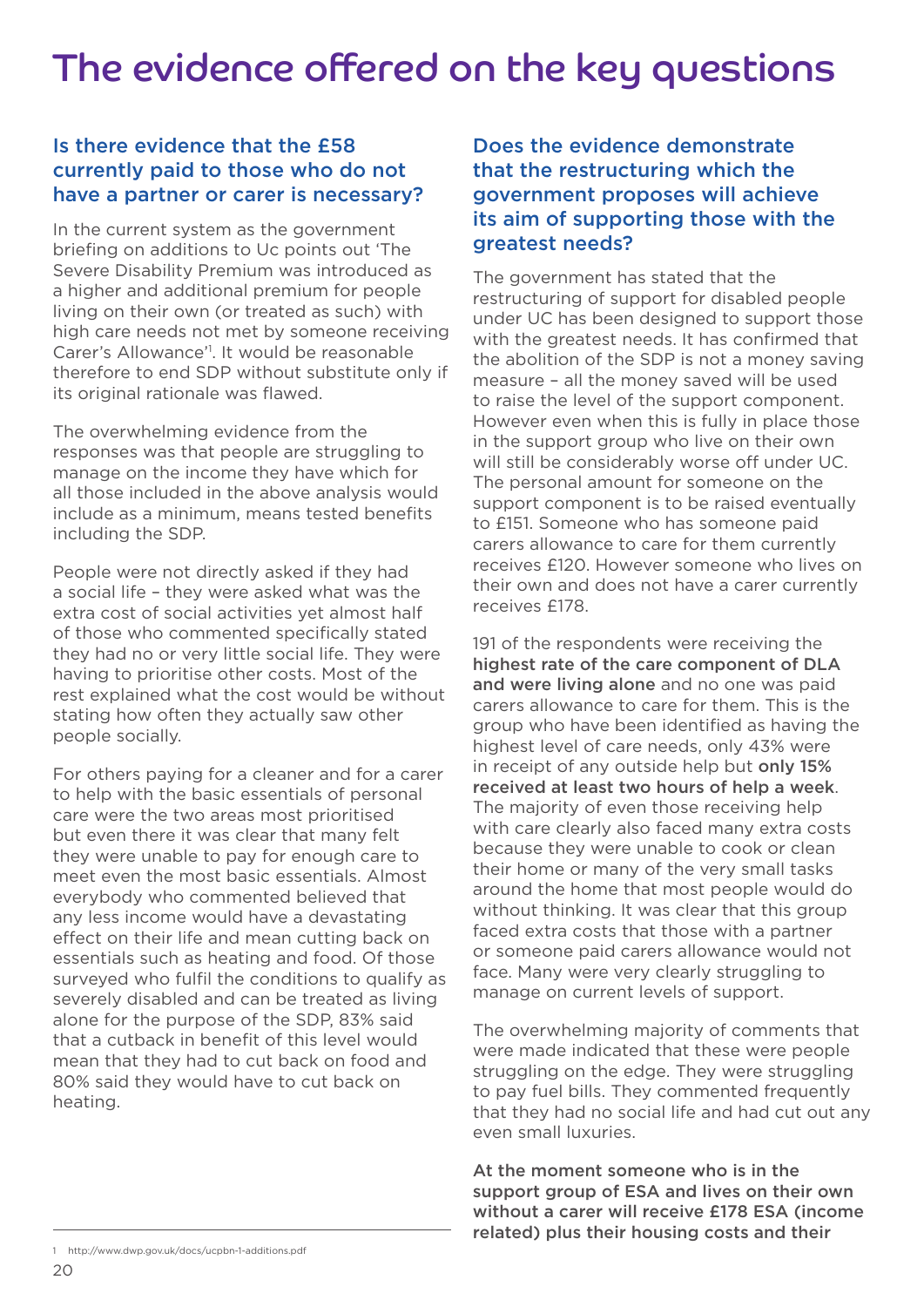# The evidence offered on the key questions

## Is there evidence that the £58 currently paid to those who do not have a partner or carer is necessary?

In the current system as the government briefing on additions to Uc points out 'The Severe Disability Premium was introduced as a higher and additional premium for people living on their own (or treated as such) with high care needs not met by someone receiving Carer's Allowance'[1]. It would be reasonable therefore to end SDP without substitute only if its original rationale was flawed.

The overwhelming evidence from the responses was that people are struggling to manage on the income they have which for all those included in the above analysis would include as a minimum, means tested benefits including the SDP.

People were not directly asked if they had a social life – they were asked what was the extra cost of social activities yet almost half of those who commented specifically stated they had no or very little social life. They were having to prioritise other costs. Most of the rest explained what the cost would be without stating how often they actually saw other people socially.

For others paying for a cleaner and for a carer to help with the basic essentials of personal care were the two areas most prioritised but even there it was clear that many felt they were unable to pay for enough care to meet even the most basic essentials. Almost everybody who commented believed that any less income would have a devastating effect on their life and mean cutting back on essentials such as heating and food. Of those surveyed who fulfil the conditions to qualify as severely disabled and can be treated as living alone for the purpose of the SDP, 83% said that a cutback in benefit of this level would mean that they had to cut back on food and 80% said they would have to cut back on heating.

## Does the evidence demonstrate that the restructuring which the government proposes will achieve its aim of supporting those with the greatest needs?

The government has stated that the restructuring of support for disabled people under UC has been designed to support those with the greatest needs. It has confirmed that the abolition of the SDP is not a money saving measure – all the money saved will be used to raise the level of the support component. However even when this is fully in place those in the support group who live on their own will still be considerably worse off under UC. The personal amount for someone on the support component is to be raised eventually to £151. Someone who has someone paid carers allowance to care for them currently receives £120. However someone who lives on their own and does not have a carer currently receives £178.

191 of the respondents were receiving the **highest rate of the care component of DLA and were living alone** and no one was paid carers allowance to care for them. This is the group who have been identified as having the highest level of care needs, only 43% were in receipt of any outside help but **only 15% received at least two hours of help a week**. The majority of even those receiving help with care clearly also faced many extra costs because they were unable to cook or clean their home or many of the very small tasks around the home that most people would do without thinking. It was clear that this group faced extra costs that those with a partner or someone paid carers allowance would not face. Many were very clearly struggling to manage on current levels of support.

The overwhelming majority of comments that were made indicated that these were people struggling on the edge. They were struggling to pay fuel bills. They commented frequently that they had no social life and had cut out any even small luxuries.

**At the moment someone who is in the support group of ESA and lives on their own without a carer will receive £178 ESA (income related) plus their housing costs and their**

---

1 http://www.dwp.gov.uk/docs/ucpbn-1-additions.pdf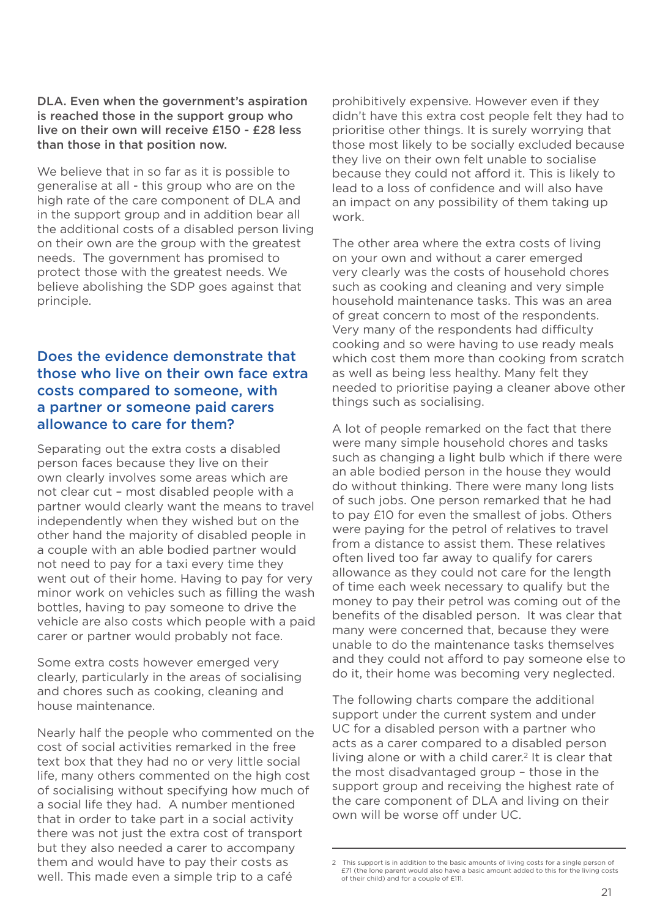**DLA. Even when the government's aspiration is reached those in the support group who live on their own will receive £150 - £28 less than those in that position now.**

We believe that in so far as it is possible to generalise at all - this group who are on the high rate of the care component of DLA and in the support group and in addition bear all the additional costs of a disabled person living on their own are the group with the greatest needs. The government has promised to protect those with the greatest needs. We believe abolishing the SDP goes against that principle.

## Does the evidence demonstrate that those who live on their own face extra costs compared to someone, with a partner or someone paid carers allowance to care for them?

Separating out the extra costs a disabled person faces because they live on their own clearly involves some areas which are not clear cut – most disabled people with a partner would clearly want the means to travel independently when they wished but on the other hand the majority of disabled people in a couple with an able bodied partner would not need to pay for a taxi every time they went out of their home. Having to pay for very minor work on vehicles such as filling the wash bottles, having to pay someone to drive the vehicle are also costs which people with a paid carer or partner would probably not face.

Some extra costs however emerged very clearly, particularly in the areas of socialising and chores such as cooking, cleaning and house maintenance.

Nearly half the people who commented on the cost of social activities remarked in the free text box that they had no or very little social life, many others commented on the high cost of socialising without specifying how much of a social life they had. A number mentioned that in order to take part in a social activity there was not just the extra cost of transport but they also needed a carer to accompany them and would have to pay their costs as well. This made even a simple trip to a café prohibitively expensive. However even if they didn't have this extra cost people felt they had to prioritise other things. It is surely worrying that those most likely to be socially excluded because they live on their own felt unable to socialise because they could not afford it. This is likely to lead to a loss of confidence and will also have an impact on any possibility of them taking up work.

The other area where the extra costs of living on your own and without a carer emerged very clearly was the costs of household chores such as cooking and cleaning and very simple household maintenance tasks. This was an area of great concern to most of the respondents. Very many of the respondents had difficulty cooking and so were having to use ready meals which cost them more than cooking from scratch as well as being less healthy. Many felt they needed to prioritise paying a cleaner above other things such as socialising.

A lot of people remarked on the fact that there were many simple household chores and tasks such as changing a light bulb which if there were an able bodied person in the house they would do without thinking. There were many long lists of such jobs. One person remarked that he had to pay £10 for even the smallest of jobs. Others were paying for the petrol of relatives to travel from a distance to assist them. These relatives often lived too far away to qualify for carers allowance as they could not care for the length of time each week necessary to qualify but the money to pay their petrol was coming out of the benefits of the disabled person. It was clear that many were concerned that, because they were unable to do the maintenance tasks themselves and they could not afford to pay someone else to do it, their home was becoming very neglected.

The following charts compare the additional support under the current system and under UC for a disabled person with a partner who acts as a carer compared to a disabled person living alone or with a child carer.[2] It is clear that the most disadvantaged group – those in the support group and receiving the highest rate of the care component of DLA and living on their own will be worse off under UC.

---

2 This support is in addition to the basic amounts of living costs for a single person of £71 (the lone parent would also have a basic amount added to this for the living costs of their child) and for a couple of £111.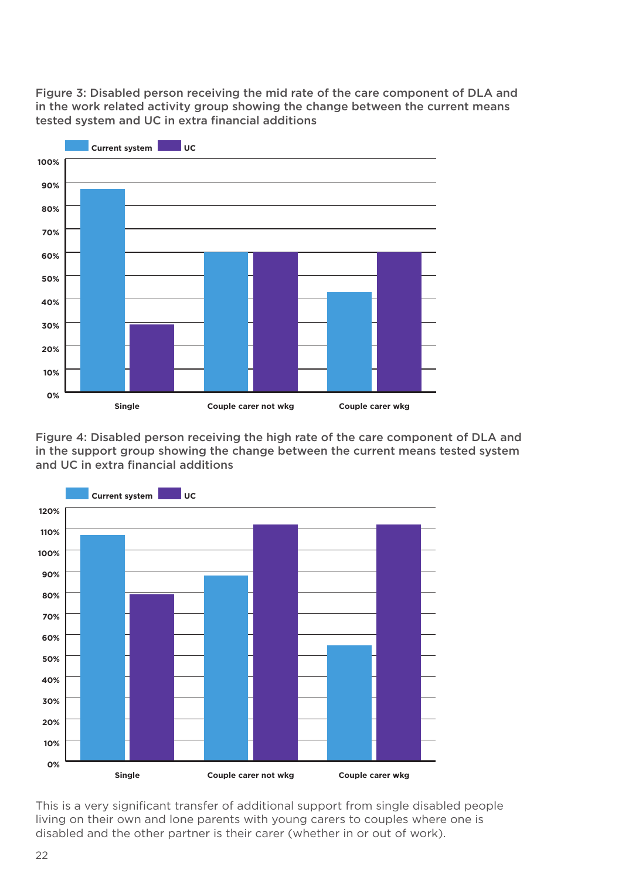Figure 3: Disabled person receiving the mid rate of the care component of DLA and in the work related activity group showing the change between the current means tested system and UC in extra financial additions

Figure 4: Disabled person receiving the high rate of the care component of DLA and in the support group showing the change between the current means tested system and UC in extra financial additions

This is a very significant transfer of additional support from single disabled people living on their own and lone parents with young carers to couples where one is disabled and the other partner is their carer (whether in or out of work).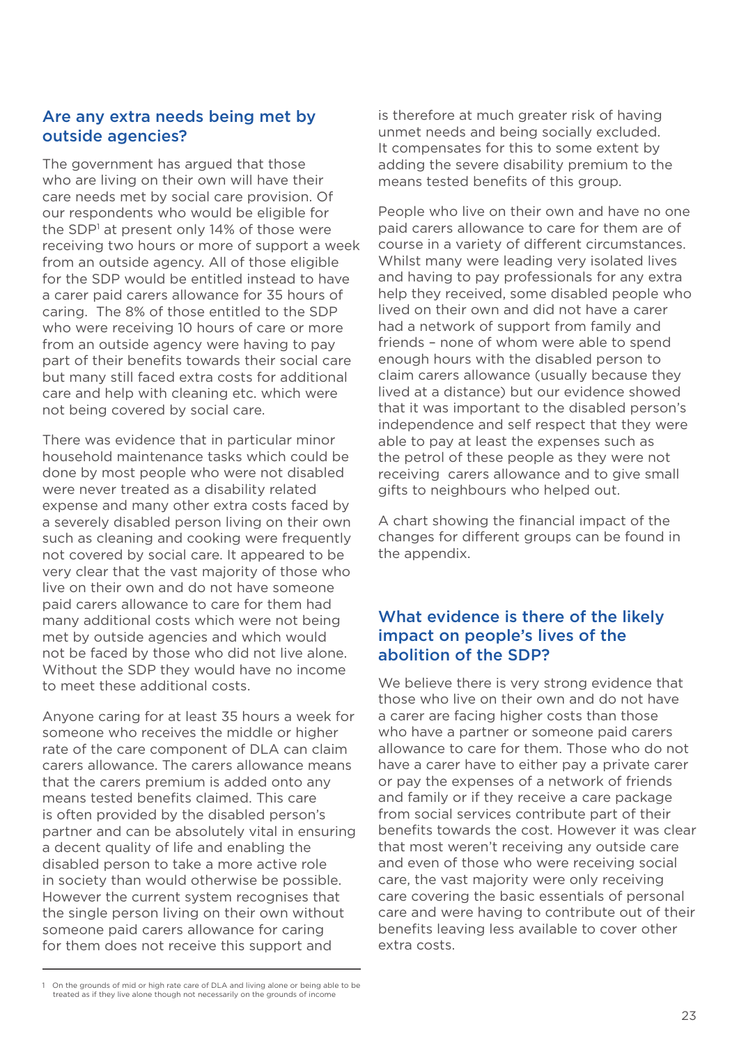## Are any extra needs being met by outside agencies?

The government has argued that those who are living on their own will have their care needs met by social care provision. Of our respondents who would be eligible for the SDP[1] at present only 14% of those were receiving two hours or more of support a week from an outside agency. All of those eligible for the SDP would be entitled instead to have a carer paid carers allowance for 35 hours of caring. The 8% of those entitled to the SDP who were receiving 10 hours of care or more from an outside agency were having to pay part of their benefits towards their social care but many still faced extra costs for additional care and help with cleaning etc. which were not being covered by social care.

There was evidence that in particular minor household maintenance tasks which could be done by most people who were not disabled were never treated as a disability related expense and many other extra costs faced by a severely disabled person living on their own such as cleaning and cooking were frequently not covered by social care. It appeared to be very clear that the vast majority of those who live on their own and do not have someone paid carers allowance to care for them had many additional costs which were not being met by outside agencies and which would not be faced by those who did not live alone. Without the SDP they would have no income to meet these additional costs.

Anyone caring for at least 35 hours a week for someone who receives the middle or higher rate of the care component of DLA can claim carers allowance. The carers allowance means that the carers premium is added onto any means tested benefits claimed. This care is often provided by the disabled person's partner and can be absolutely vital in ensuring a decent quality of life and enabling the disabled person to take a more active role in society than would otherwise be possible. However the current system recognises that the single person living on their own without someone paid carers allowance for caring for them does not receive this support and is therefore at much greater risk of having unmet needs and being socially excluded. It compensates for this to some extent by adding the severe disability premium to the means tested benefits of this group.

People who live on their own and have no one paid carers allowance to care for them are of course in a variety of different circumstances. Whilst many were leading very isolated lives and having to pay professionals for any extra help they received, some disabled people who lived on their own and did not have a carer had a network of support from family and friends – none of whom were able to spend enough hours with the disabled person to claim carers allowance (usually because they lived at a distance) but our evidence showed that it was important to the disabled person's independence and self respect that they were able to pay at least the expenses such as the petrol of these people as they were not receiving carers allowance and to give small gifts to neighbours who helped out.

A chart showing the financial impact of the changes for different groups can be found in the appendix.

## What evidence is there of the likely impact on people's lives of the abolition of the SDP?

We believe there is very strong evidence that those who live on their own and do not have a carer are facing higher costs than those who have a partner or someone paid carers allowance to care for them. Those who do not have a carer have to either pay a private carer or pay the expenses of a network of friends and family or if they receive a care package from social services contribute part of their benefits towards the cost. However it was clear that most weren't receiving any outside care and even of those who were receiving social care, the vast majority were only receiving care covering the basic essentials of personal care and were having to contribute out of their benefits leaving less available to cover other extra costs.

---

[1] On the grounds of mid or high rate care of DLA and living alone or being able to be treated as if they live alone though not necessarily on the grounds of income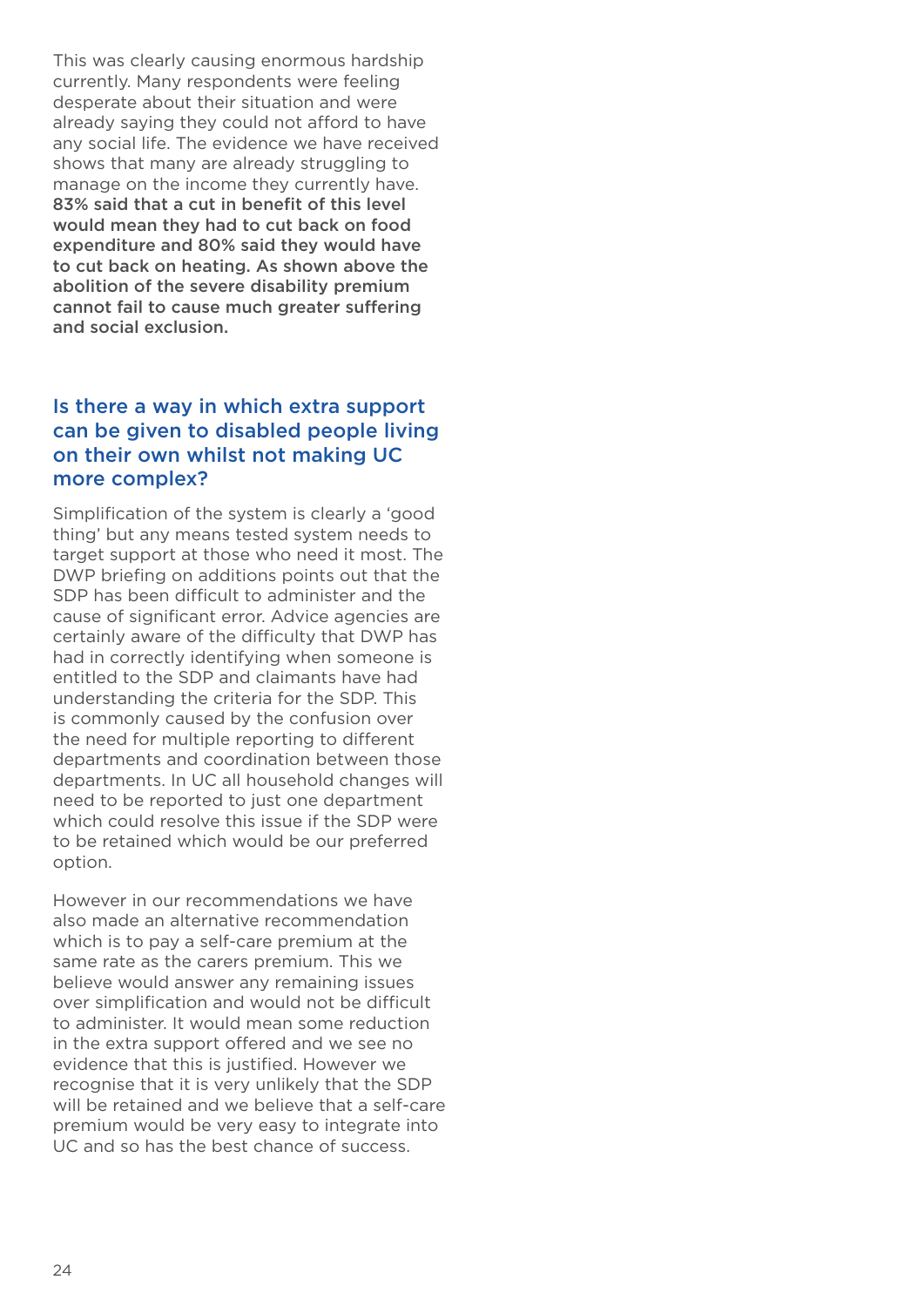This was clearly causing enormous hardship currently. Many respondents were feeling desperate about their situation and were already saying they could not afford to have any social life. The evidence we have received shows that many are already struggling to manage on the income they currently have. **83% said that a cut in benefit of this level would mean they had to cut back on food expenditure and 80% said they would have to cut back on heating. As shown above the abolition of the severe disability premium cannot fail to cause much greater suffering and social exclusion.**

## Is there a way in which extra support can be given to disabled people living on their own whilst not making UC more complex?

Simplification of the system is clearly a 'good thing' but any means tested system needs to target support at those who need it most. The DWP briefing on additions points out that the SDP has been difficult to administer and the cause of significant error. Advice agencies are certainly aware of the difficulty that DWP has had in correctly identifying when someone is entitled to the SDP and claimants have had understanding the criteria for the SDP. This is commonly caused by the confusion over the need for multiple reporting to different departments and coordination between those departments. In UC all household changes will need to be reported to just one department which could resolve this issue if the SDP were to be retained which would be our preferred option.

However in our recommendations we have also made an alternative recommendation which is to pay a self-care premium at the same rate as the carers premium. This we believe would answer any remaining issues over simplification and would not be difficult to administer. It would mean some reduction in the extra support offered and we see no evidence that this is justified. However we recognise that it is very unlikely that the SDP will be retained and we believe that a self-care premium would be very easy to integrate into UC and so has the best chance of success.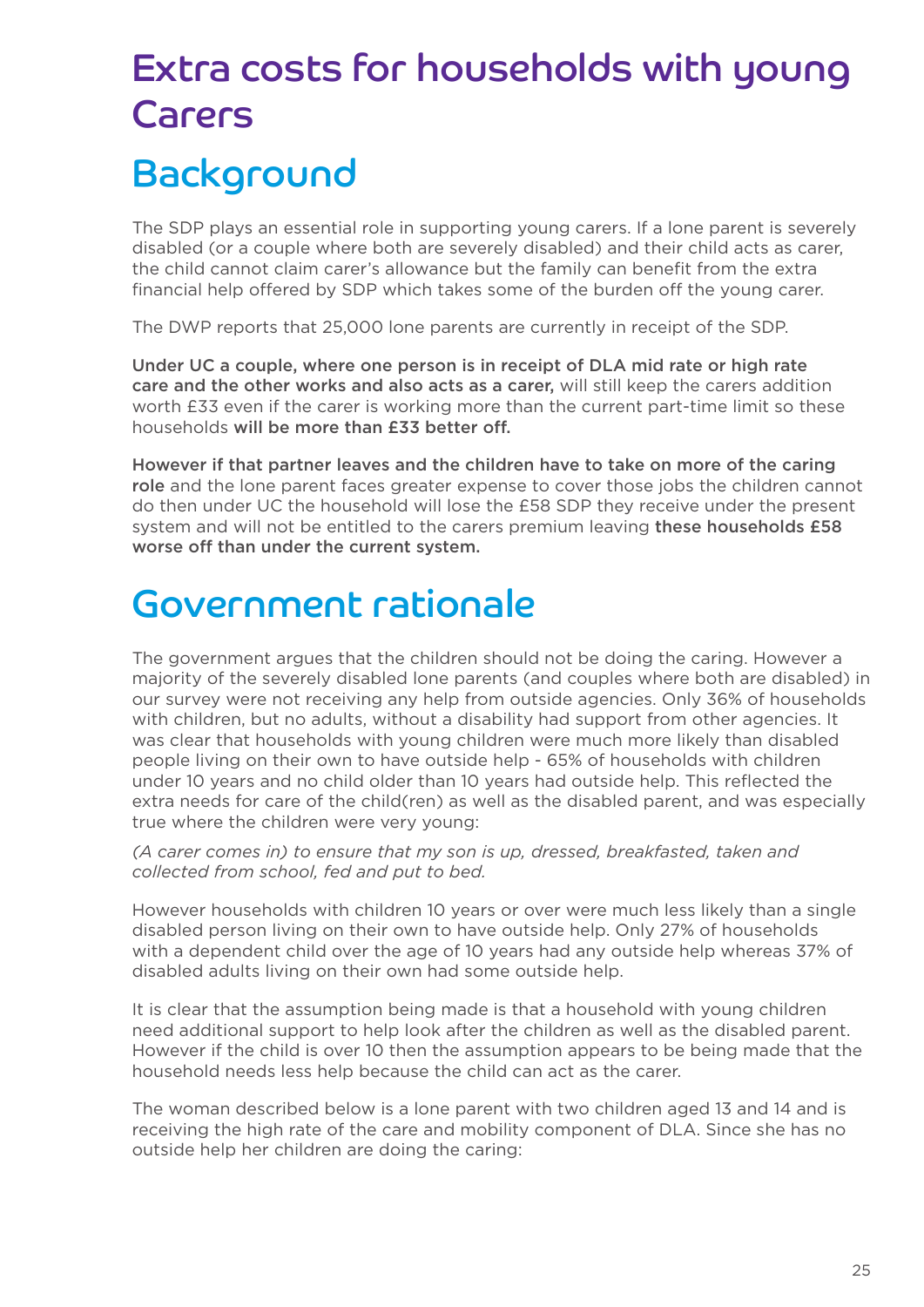# Extra costs for households with young Carers

## Background

The SDP plays an essential role in supporting young carers. If a lone parent is severely disabled (or a couple where both are severely disabled) and their child acts as carer, the child cannot claim carer's allowance but the family can benefit from the extra financial help offered by SDP which takes some of the burden off the young carer.

The DWP reports that 25,000 lone parents are currently in receipt of the SDP.

**Under UC a couple, where one person is in receipt of DLA mid rate or high rate care and the other works and also acts as a carer,** will still keep the carers addition worth £33 even if the carer is working more than the current part-time limit so these households **will be more than £33 better off.**

**However if that partner leaves and the children have to take on more of the caring role** and the lone parent faces greater expense to cover those jobs the children cannot do then under UC the household will lose the £58 SDP they receive under the present system and will not be entitled to the carers premium leaving **these households £58 worse off than under the current system.**

## Government rationale

The government argues that the children should not be doing the caring. However a majority of the severely disabled lone parents (and couples where both are disabled) in our survey were not receiving any help from outside agencies. Only 36% of households with children, but no adults, without a disability had support from other agencies. It was clear that households with young children were much more likely than disabled people living on their own to have outside help - 65% of households with children under 10 years and no child older than 10 years had outside help. This reflected the extra needs for care of the child(ren) as well as the disabled parent, and was especially true where the children were very young:

*(A carer comes in) to ensure that my son is up, dressed, breakfasted, taken and collected from school, fed and put to bed.*

However households with children 10 years or over were much less likely than a single disabled person living on their own to have outside help. Only 27% of households with a dependent child over the age of 10 years had any outside help whereas 37% of disabled adults living on their own had some outside help.

It is clear that the assumption being made is that a household with young children need additional support to help look after the children as well as the disabled parent. However if the child is over 10 then the assumption appears to be being made that the household needs less help because the child can act as the carer.

The woman described below is a lone parent with two children aged 13 and 14 and is receiving the high rate of the care and mobility component of DLA. Since she has no outside help her children are doing the caring: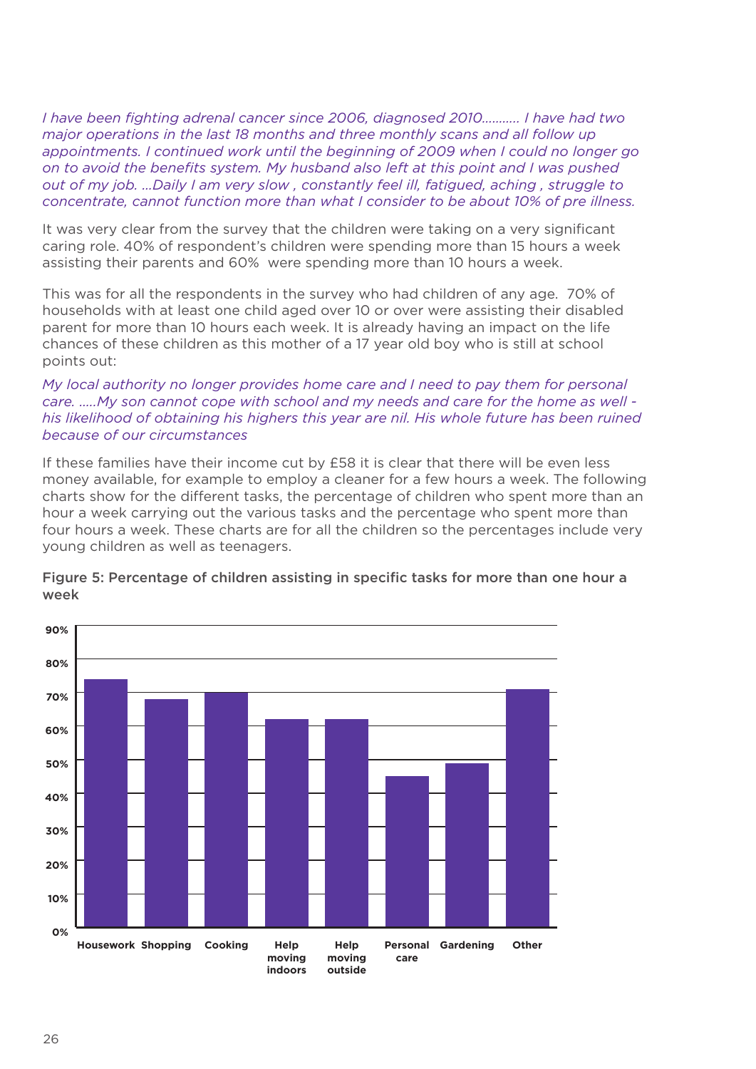*I have been fighting adrenal cancer since 2006, diagnosed 2010........... I have had two major operations in the last 18 months and three monthly scans and all follow up appointments. I continued work until the beginning of 2009 when I could no longer go on to avoid the benefits system. My husband also left at this point and I was pushed out of my job. ...Daily I am very slow , constantly feel ill, fatigued, aching , struggle to concentrate, cannot function more than what I consider to be about 10% of pre illness.*

It was very clear from the survey that the children were taking on a very significant caring role. 40% of respondent's children were spending more than 15 hours a week assisting their parents and 60% were spending more than 10 hours a week.

This was for all the respondents in the survey who had children of any age. 70% of households with at least one child aged over 10 or over were assisting their disabled parent for more than 10 hours each week. It is already having an impact on the life chances of these children as this mother of a 17 year old boy who is still at school points out:

*My local authority no longer provides home care and I need to pay them for personal care. .....My son cannot cope with school and my needs and care for the home as well - his likelihood of obtaining his highers this year are nil. His whole future has been ruined because of our circumstances*

If these families have their income cut by £58 it is clear that there will be even less money available, for example to employ a cleaner for a few hours a week. The following charts show for the different tasks, the percentage of children who spent more than an hour a week carrying out the various tasks and the percentage who spent more than four hours a week. These charts are for all the children so the percentages include very young children as well as teenagers.

Figure 5: Percentage of children assisting in specific tasks for more than one hour a week

| Task | Percentage |
|---|---|
| Housework | 74% |
| Shopping | 68% |
| Cooking | 70% |
| Help moving indoors | 62% |
| Help moving outside | 62% |
| Personal care | 45% |
| Gardening | 49% |
| Other | 71% |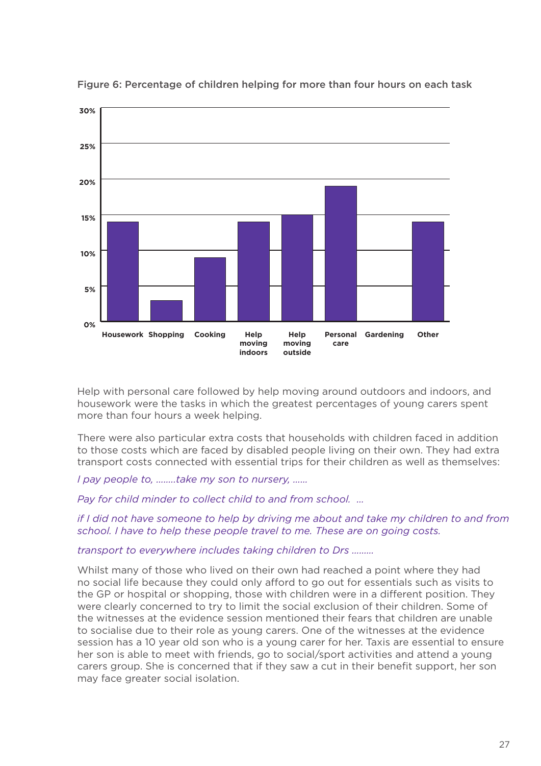Figure 6: Percentage of children helping for more than four hours on each task

Help with personal care followed by help moving around outdoors and indoors, and housework were the tasks in which the greatest percentages of young carers spent more than four hours a week helping.

There were also particular extra costs that households with children faced in addition to those costs which are faced by disabled people living on their own. They had extra transport costs connected with essential trips for their children as well as themselves:

*I pay people to, ........take my son to nursery, ......*

*Pay for child minder to collect child to and from school. ...*

*if I did not have someone to help by driving me about and take my children to and from school. I have to help these people travel to me. These are on going costs.*

*transport to everywhere includes taking children to Drs .........*

Whilst many of those who lived on their own had reached a point where they had no social life because they could only afford to go out for essentials such as visits to the GP or hospital or shopping, those with children were in a different position. They were clearly concerned to try to limit the social exclusion of their children. Some of the witnesses at the evidence session mentioned their fears that children are unable to socialise due to their role as young carers. One of the witnesses at the evidence session has a 10 year old son who is a young carer for her. Taxis are essential to ensure her son is able to meet with friends, go to social/sport activities and attend a young carers group. She is concerned that if they saw a cut in their benefit support, her son may face greater social isolation.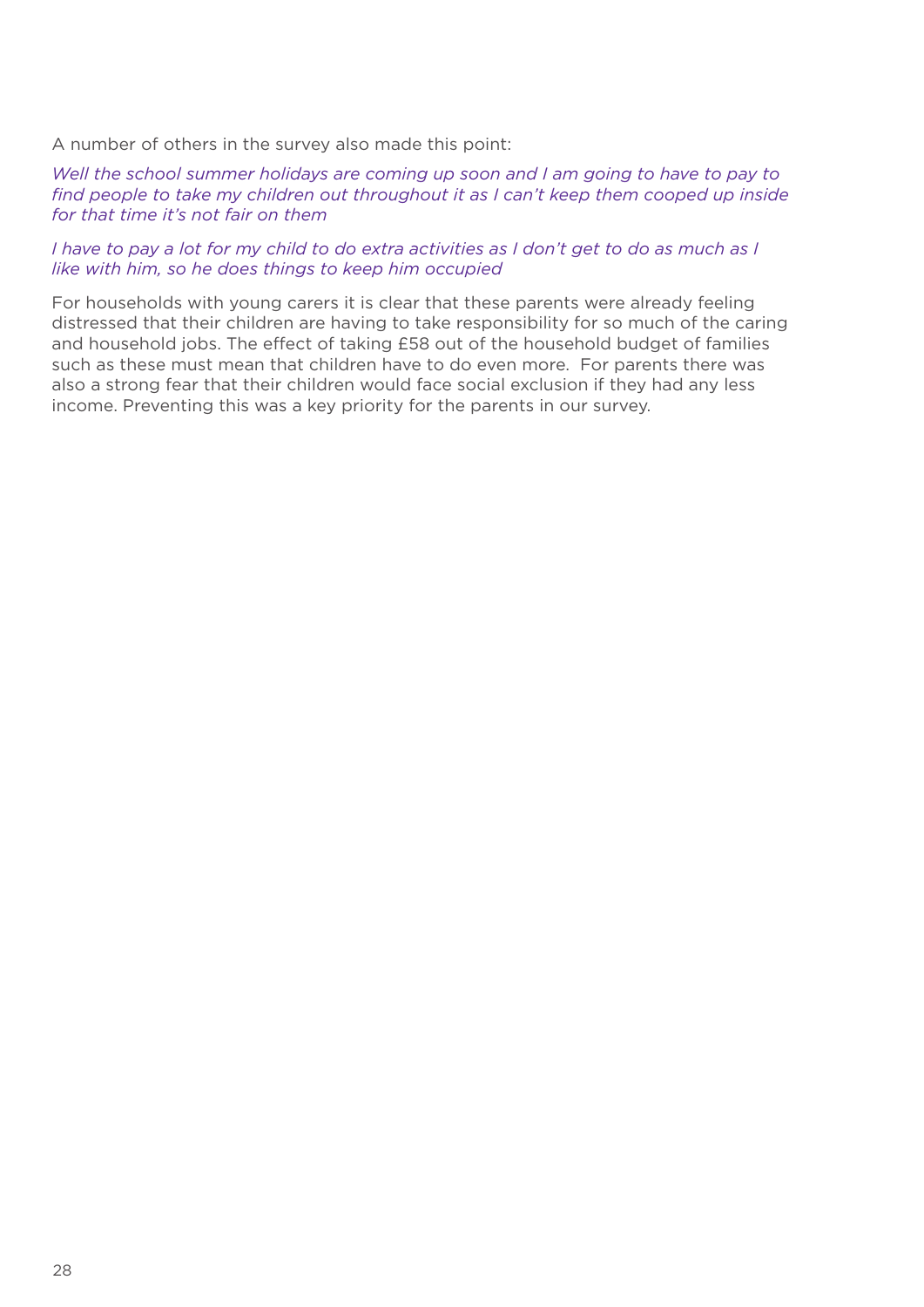A number of others in the survey also made this point:

*Well the school summer holidays are coming up soon and I am going to have to pay to find people to take my children out throughout it as I can't keep them cooped up inside for that time it's not fair on them*

*I have to pay a lot for my child to do extra activities as I don't get to do as much as I like with him, so he does things to keep him occupied*

For households with young carers it is clear that these parents were already feeling distressed that their children are having to take responsibility for so much of the caring and household jobs. The effect of taking £58 out of the household budget of families such as these must mean that children have to do even more. For parents there was also a strong fear that their children would face social exclusion if they had any less income. Preventing this was a key priority for the parents in our survey.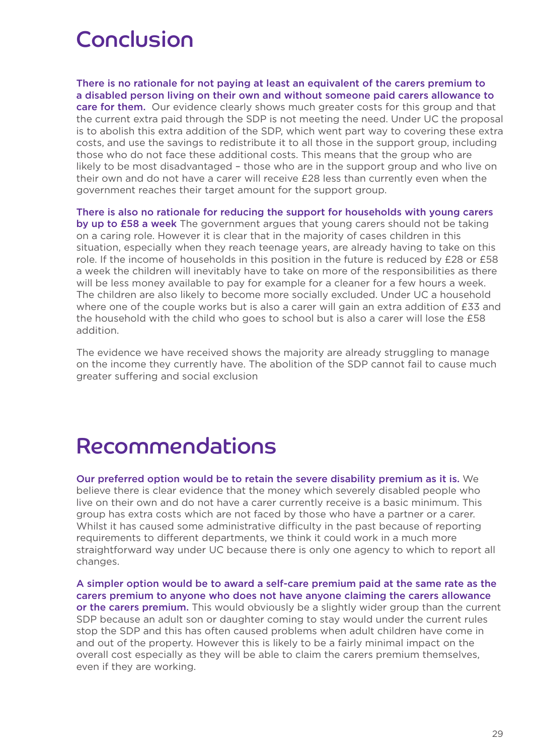# Conclusion

**There is no rationale for not paying at least an equivalent of the carers premium to a disabled person living on their own and without someone paid carers allowance to care for them.** Our evidence clearly shows much greater costs for this group and that the current extra paid through the SDP is not meeting the need. Under UC the proposal is to abolish this extra addition of the SDP, which went part way to covering these extra costs, and use the savings to redistribute it to all those in the support group, including those who do not face these additional costs. This means that the group who are likely to be most disadvantaged – those who are in the support group and who live on their own and do not have a carer will receive £28 less than currently even when the government reaches their target amount for the support group.

**There is also no rationale for reducing the support for households with young carers by up to £58 a week** The government argues that young carers should not be taking on a caring role. However it is clear that in the majority of cases children in this situation, especially when they reach teenage years, are already having to take on this role. If the income of households in this position in the future is reduced by £28 or £58 a week the children will inevitably have to take on more of the responsibilities as there will be less money available to pay for example for a cleaner for a few hours a week. The children are also likely to become more socially excluded. Under UC a household where one of the couple works but is also a carer will gain an extra addition of £33 and the household with the child who goes to school but is also a carer will lose the £58 addition.

The evidence we have received shows the majority are already struggling to manage on the income they currently have. The abolition of the SDP cannot fail to cause much greater suffering and social exclusion

# Recommendations

**Our preferred option would be to retain the severe disability premium as it is.** We believe there is clear evidence that the money which severely disabled people who live on their own and do not have a carer currently receive is a basic minimum. This group has extra costs which are not faced by those who have a partner or a carer. Whilst it has caused some administrative difficulty in the past because of reporting requirements to different departments, we think it could work in a much more straightforward way under UC because there is only one agency to which to report all changes.

**A simpler option would be to award a self-care premium paid at the same rate as the carers premium to anyone who does not have anyone claiming the carers allowance or the carers premium.** This would obviously be a slightly wider group than the current SDP because an adult son or daughter coming to stay would under the current rules stop the SDP and this has often caused problems when adult children have come in and out of the property. However this is likely to be a fairly minimal impact on the overall cost especially as they will be able to claim the carers premium themselves, even if they are working.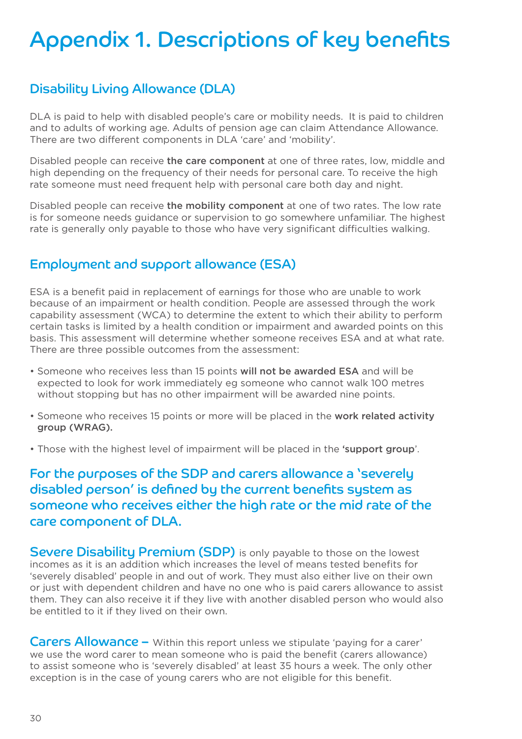# Appendix 1. Descriptions of key benefits

## Disability Living Allowance (DLA)

DLA is paid to help with disabled people's care or mobility needs. It is paid to children and to adults of working age. Adults of pension age can claim Attendance Allowance. There are two different components in DLA 'care' and 'mobility'.

Disabled people can receive **the care component** at one of three rates, low, middle and high depending on the frequency of their needs for personal care. To receive the high rate someone must need frequent help with personal care both day and night.

Disabled people can receive **the mobility component** at one of two rates. The low rate is for someone needs guidance or supervision to go somewhere unfamiliar. The highest rate is generally only payable to those who have very significant difficulties walking.

## Employment and support allowance (ESA)

ESA is a benefit paid in replacement of earnings for those who are unable to work because of an impairment or health condition. People are assessed through the work capability assessment (WCA) to determine the extent to which their ability to perform certain tasks is limited by a health condition or impairment and awarded points on this basis. This assessment will determine whether someone receives ESA and at what rate. There are three possible outcomes from the assessment:

- Someone who receives less than 15 points **will not be awarded ESA** and will be expected to look for work immediately eg someone who cannot walk 100 metres without stopping but has no other impairment will be awarded nine points.
- Someone who receives 15 points or more will be placed in the **work related activity group (WRAG).**
- Those with the highest level of impairment will be placed in the '**support group**'.

### For the purposes of the SDP and carers allowance a 'severely disabled person' is defined by the current benefits system as someone who receives either the high rate or the mid rate of the care component of DLA.

**Severe Disability Premium (SDP)** is only payable to those on the lowest incomes as it is an addition which increases the level of means tested benefits for 'severely disabled' people in and out of work. They must also either live on their own or just with dependent children and have no one who is paid carers allowance to assist them. They can also receive it if they live with another disabled person who would also be entitled to it if they lived on their own.

**Carers Allowance –** Within this report unless we stipulate 'paying for a carer' we use the word carer to mean someone who is paid the benefit (carers allowance) to assist someone who is 'severely disabled' at least 35 hours a week. The only other exception is in the case of young carers who are not eligible for this benefit.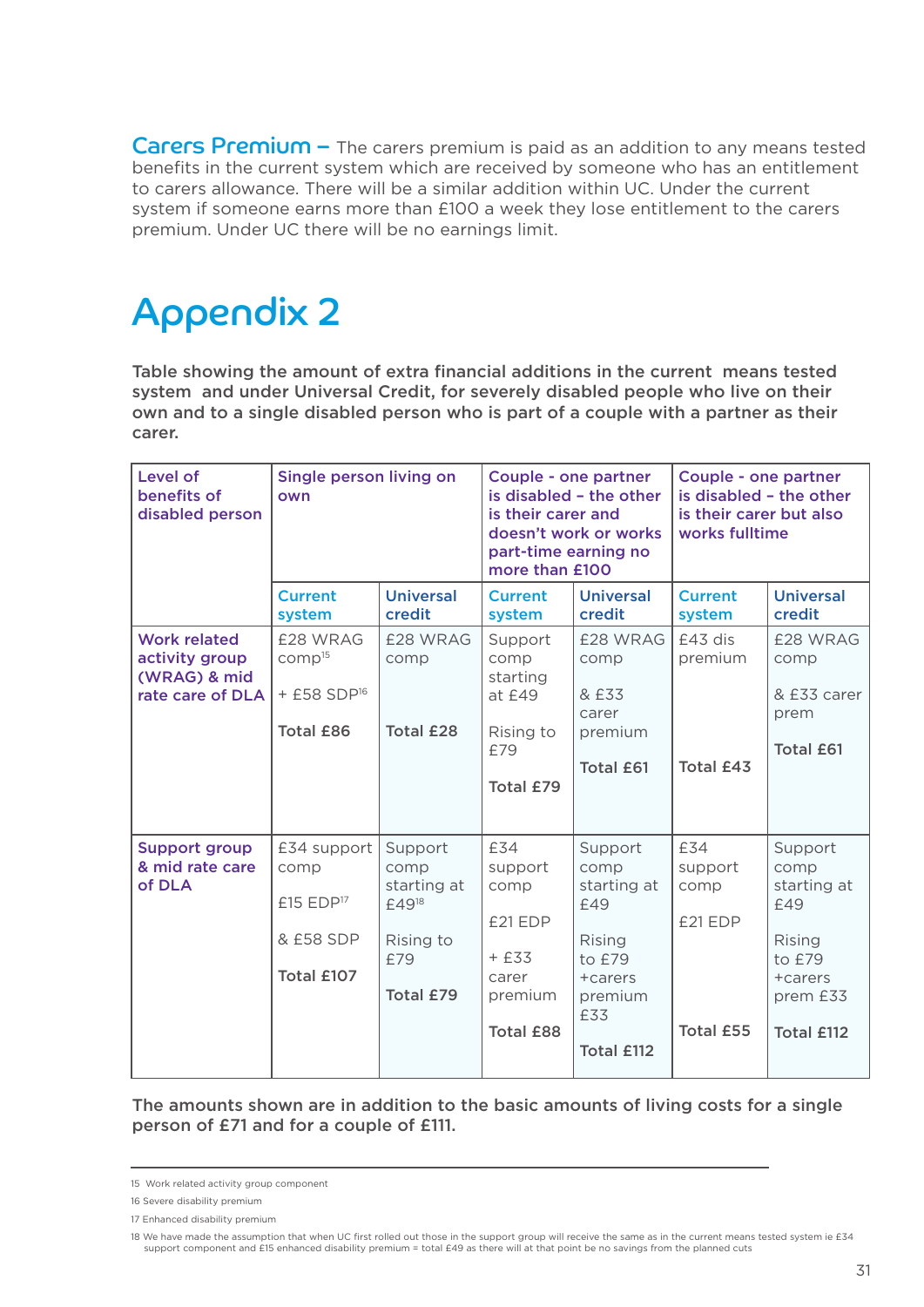**Carers Premium –** The carers premium is paid as an addition to any means tested benefits in the current system which are received by someone who has an entitlement to carers allowance. There will be a similar addition within UC. Under the current system if someone earns more than £100 a week they lose entitlement to the carers premium. Under UC there will be no earnings limit.

# Appendix 2

**Table showing the amount of extra financial additions in the current means tested system and under Universal Credit, for severely disabled people who live on their own and to a single disabled person who is part of a couple with a partner as their carer.**

| Level of benefits of disabled person | Single person living on own | | Couple - one partner is disabled – the other is their carer and doesn't work or works part-time earning no more than £100 | | Couple - one partner is disabled – the other is their carer but also works fulltime | |
|---|---|---|---|---|---|---|
| | Current system | Universal credit | Current system | Universal credit | Current system | Universal credit |
| Work related activity group (WRAG) & mid rate care of DLA | £28 WRAG comp[15] + £58 SDP[16] **Total £86** | £28 WRAG comp **Total £28** | Support comp starting at £49 Rising to £79 **Total £79** | £28 WRAG comp & £33 carer premium **Total £61** | £43 dis premium **Total £43** | £28 WRAG comp & £33 carer prem **Total £61** |
| Support group & mid rate care of DLA | £34 support comp £15 EDP[17] & £58 SDP **Total £107** | Support comp starting at £49[18] Rising to £79 **Total £79** | £34 support comp £21 EDP + £33 carer premium **Total £88** | Support comp starting at £49 Rising to £79 +carers premium £33 **Total £112** | £34 support comp £21 EDP **Total £55** | Support comp starting at £49 Rising to £79 +carers prem £33 **Total £112** |

**The amounts shown are in addition to the basic amounts of living costs for a single person of £71 and for a couple of £111.**

15 Work related activity group component

16 Severe disability premium

17 Enhanced disability premium

18 We have made the assumption that when UC first rolled out those in the support group will receive the same as in the current means tested system ie £34 support component and £15 enhanced disability premium = total £49 as there will at that point be no savings from the planned cuts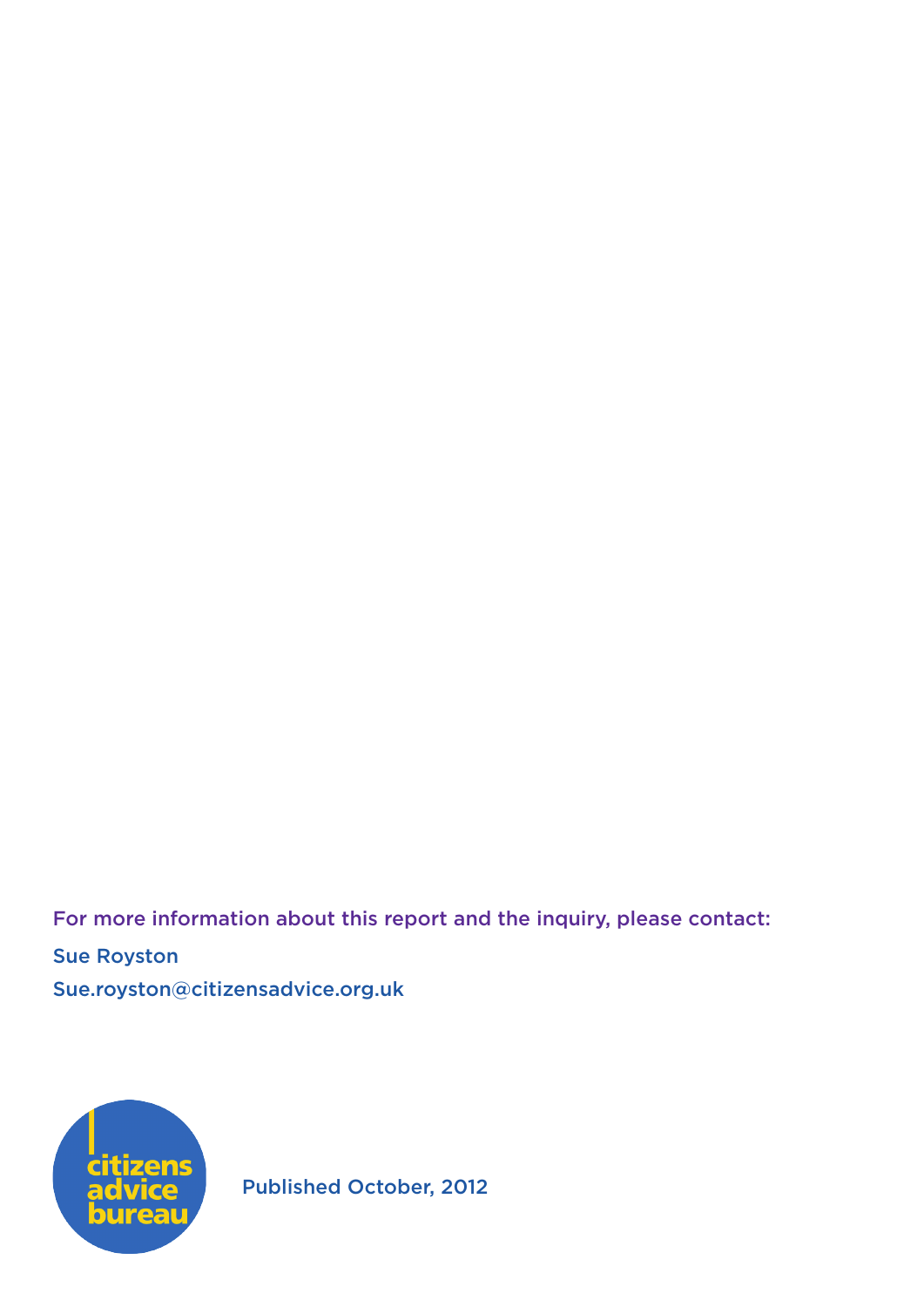For more information about this report and the inquiry, please contact:

Sue Royston

Sue.royston@citizensadvice.org.uk

citizens advice bureau

Published October, 2012